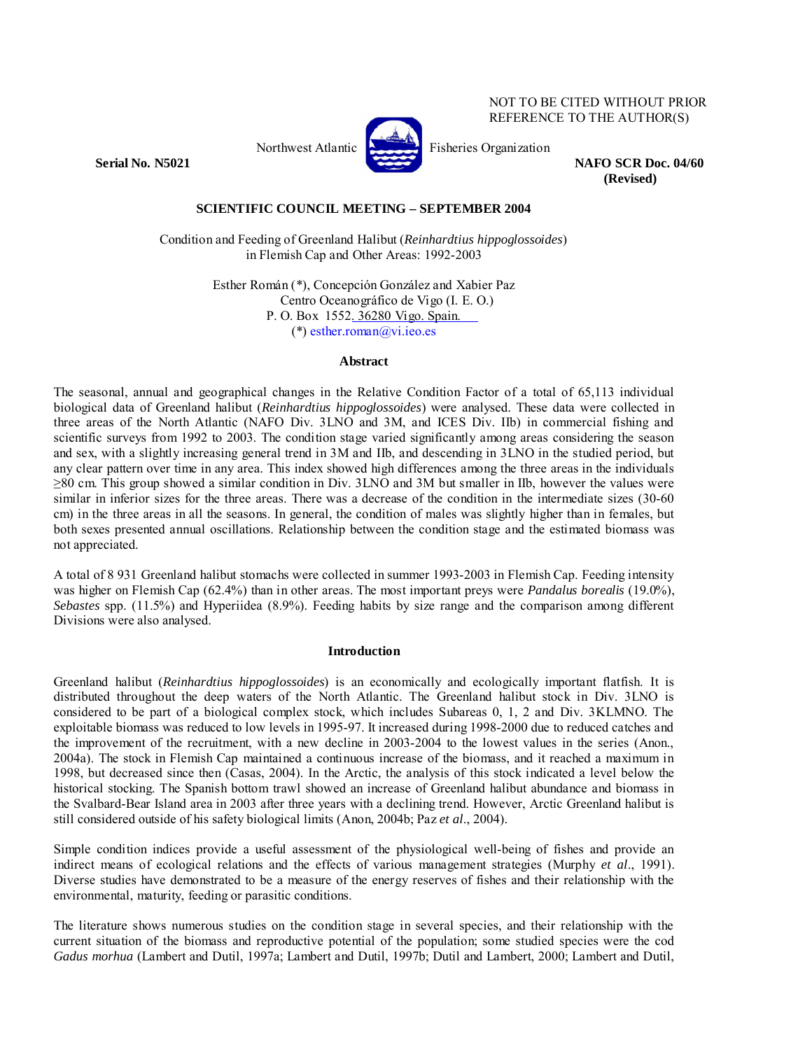NOT TO BE CITED WITHOUT PRIOR REFERENCE TO THE AUTHOR(S)

Northwest Atlantic Fisheries Organization

**Serial No. N5021** **NAFO SCR Doc. 04/60 (Revised)**

**SCIENTIFIC COUNCIL MEETING – SEPTEMBER 2004**

Condition and Feeding of Greenland Halibut (*Reinhardtius hippoglossoides*) in Flemish Cap and Other Areas: 1992-2003

Esther Román (*), Concepción González and Xabier Paz
Centro Oceanográfico de Vigo (I. E. O.)
P. O. Box 1552, 36280 Vigo. Spain.
(*) esther.roman@vi.ieo.es

## Abstract

The seasonal, annual and geographical changes in the Relative Condition Factor of a total of 65,113 individual biological data of Greenland halibut (*Reinhardtius hippoglossoides*) were analysed. These data were collected in three areas of the North Atlantic (NAFO Div. 3LNO and 3M, and ICES Div. IIb) in commercial fishing and scientific surveys from 1992 to 2003. The condition stage varied significantly among areas considering the season and sex, with a slightly increasing general trend in 3M and IIb, and descending in 3LNO in the studied period, but any clear pattern over time in any area. This index showed high differences among the three areas in the individuals ≥80 cm. This group showed a similar condition in Div. 3LNO and 3M but smaller in IIb, however the values were similar in inferior sizes for the three areas. There was a decrease of the condition in the intermediate sizes (30-60 cm) in the three areas in all the seasons. In general, the condition of males was slightly higher than in females, but both sexes presented annual oscillations. Relationship between the condition stage and the estimated biomass was not appreciated.

A total of 8 931 Greenland halibut stomachs were collected in summer 1993-2003 in Flemish Cap. Feeding intensity was higher on Flemish Cap (62.4%) than in other areas. The most important preys were *Pandalus borealis* (19.0%), *Sebastes* spp. (11.5%) and Hyperiidea (8.9%). Feeding habits by size range and the comparison among different Divisions were also analysed.

## Introduction

Greenland halibut (*Reinhardtius hippoglossoides*) is an economically and ecologically important flatfish. It is distributed throughout the deep waters of the North Atlantic. The Greenland halibut stock in Div. 3LNO is considered to be part of a biological complex stock, which includes Subareas 0, 1, 2 and Div. 3KLMNO. The exploitable biomass was reduced to low levels in 1995-97. It increased during 1998-2000 due to reduced catches and the improvement of the recruitment, with a new decline in 2003-2004 to the lowest values in the series (Anon., 2004a). The stock in Flemish Cap maintained a continuous increase of the biomass, and it reached a maximum in 1998, but decreased since then (Casas, 2004). In the Arctic, the analysis of this stock indicated a level below the historical stocking. The Spanish bottom trawl showed an increase of Greenland halibut abundance and biomass in the Svalbard-Bear Island area in 2003 after three years with a declining trend. However, Arctic Greenland halibut is still considered outside of his safety biological limits (Anon, 2004b; Paz *et al*., 2004).

Simple condition indices provide a useful assessment of the physiological well-being of fishes and provide an indirect means of ecological relations and the effects of various management strategies (Murphy *et al*., 1991). Diverse studies have demonstrated to be a measure of the energy reserves of fishes and their relationship with the environmental, maturity, feeding or parasitic conditions.

The literature shows numerous studies on the condition stage in several species, and their relationship with the current situation of the biomass and reproductive potential of the population; some studied species were the cod *Gadus morhua* (Lambert and Dutil, 1997a; Lambert and Dutil, 1997b; Dutil and Lambert, 2000; Lambert and Dutil,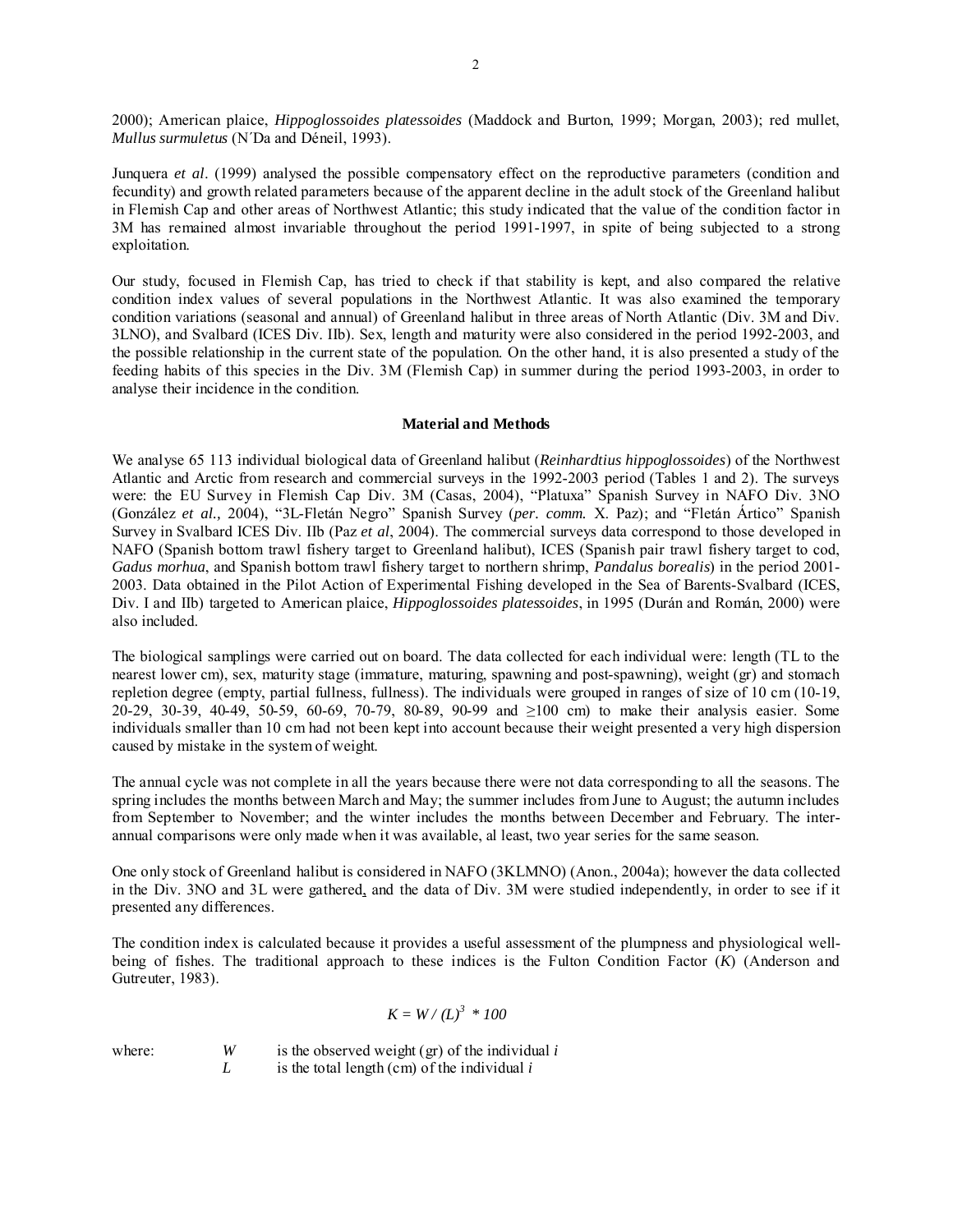2000); American plaice, *Hippoglossoides platessoides* (Maddock and Burton, 1999; Morgan, 2003); red mullet, *Mullus surmuletus* (N´Da and Déneil, 1993).

Junquera *et al*. (1999) analysed the possible compensatory effect on the reproductive parameters (condition and fecundity) and growth related parameters because of the apparent decline in the adult stock of the Greenland halibut in Flemish Cap and other areas of Northwest Atlantic; this study indicated that the value of the condition factor in 3M has remained almost invariable throughout the period 1991-1997, in spite of being subjected to a strong exploitation.

Our study, focused in Flemish Cap, has tried to check if that stability is kept, and also compared the relative condition index values of several populations in the Northwest Atlantic. It was also examined the temporary condition variations (seasonal and annual) of Greenland halibut in three areas of North Atlantic (Div. 3M and Div. 3LNO), and Svalbard (ICES Div. IIb). Sex, length and maturity were also considered in the period 1992-2003, and the possible relationship in the current state of the population. On the other hand, it is also presented a study of the feeding habits of this species in the Div. 3M (Flemish Cap) in summer during the period 1993-2003, in order to analyse their incidence in the condition.

## Material and Methods

We analyse 65 113 individual biological data of Greenland halibut (*Reinhardtius hippoglossoides*) of the Northwest Atlantic and Arctic from research and commercial surveys in the 1992-2003 period (Tables 1 and 2). The surveys were: the EU Survey in Flemish Cap Div. 3M (Casas, 2004), "Platuxa" Spanish Survey in NAFO Div. 3NO (González *et al.,* 2004), "3L-Fletán Negro" Spanish Survey (*per. comm.* X. Paz); and "Fletán Ártico" Spanish Survey in Svalbard ICES Div. IIb (Paz *et al*, 2004). The commercial surveys data correspond to those developed in NAFO (Spanish bottom trawl fishery target to Greenland halibut), ICES (Spanish pair trawl fishery target to cod, *Gadus morhua*, and Spanish bottom trawl fishery target to northern shrimp, *Pandalus borealis*) in the period 2001-2003. Data obtained in the Pilot Action of Experimental Fishing developed in the Sea of Barents-Svalbard (ICES, Div. I and IIb) targeted to American plaice, *Hippoglossoides platessoides*, in 1995 (Durán and Román, 2000) were also included.

The biological samplings were carried out on board. The data collected for each individual were: length (TL to the nearest lower cm), sex, maturity stage (immature, maturing, spawning and post-spawning), weight (gr) and stomach repletion degree (empty, partial fullness, fullness). The individuals were grouped in ranges of size of 10 cm (10-19, 20-29, 30-39, 40-49, 50-59, 60-69, 70-79, 80-89, 90-99 and ≥100 cm) to make their analysis easier. Some individuals smaller than 10 cm had not been kept into account because their weight presented a very high dispersion caused by mistake in the system of weight.

The annual cycle was not complete in all the years because there were not data corresponding to all the seasons. The spring includes the months between March and May; the summer includes from June to August; the autumn includes from September to November; and the winter includes the months between December and February. The inter-annual comparisons were only made when it was available, al least, two year series for the same season.

One only stock of Greenland halibut is considered in NAFO (3KLMNO) (Anon., 2004a); however the data collected in the Div. 3NO and 3L were gathered, and the data of Div. 3M were studied independently, in order to see if it presented any differences.

The condition index is calculated because it provides a useful assessment of the plumpness and physiological well-being of fishes. The traditional approach to these indices is the Fulton Condition Factor (*K*) (Anderson and Gutreuter, 1983).

$$K = W / (L)^3 * 100$$

where: $W$ is the observed weight (gr) of the individual $i$
$L$ is the total length (cm) of the individual $i$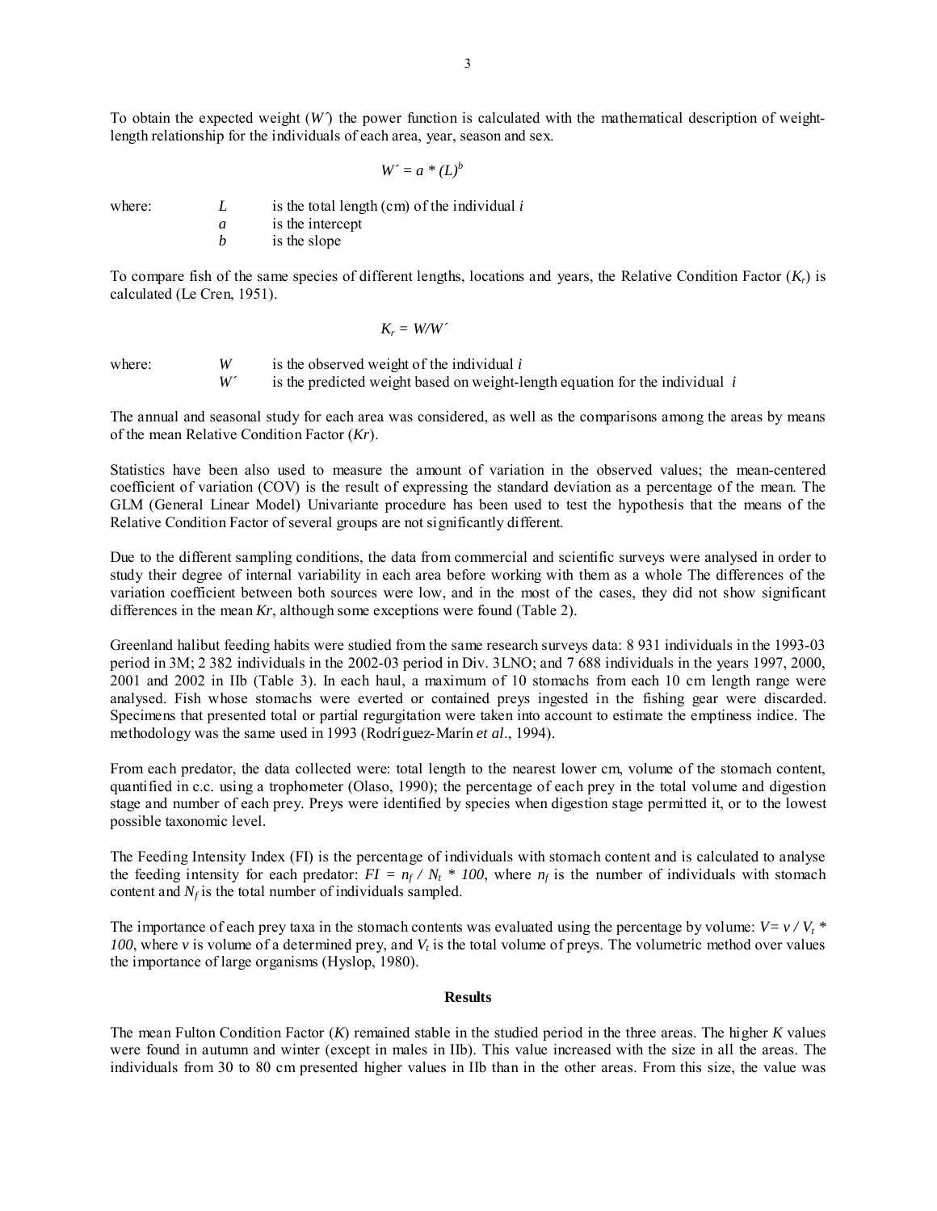To obtain the expected weight ($W'$) the power function is calculated with the mathematical description of weight-length relationship for the individuals of each area, year, season and sex.

$$W' = a * (L)^b$$

where:
- $L$ is the total length (cm) of the individual $i$
- $a$ is the intercept
- $b$ is the slope

To compare fish of the same species of different lengths, locations and years, the Relative Condition Factor ($K_r$) is calculated (Le Cren, 1951).

$$K_r = W/W'$$

where:
- $W$ is the observed weight of the individual $i$
- $W'$ is the predicted weight based on weight-length equation for the individual $i$

The annual and seasonal study for each area was considered, as well as the comparisons among the areas by means of the mean Relative Condition Factor ($Kr$).

Statistics have been also used to measure the amount of variation in the observed values; the mean-centered coefficient of variation (COV) is the result of expressing the standard deviation as a percentage of the mean. The GLM (General Linear Model) Univariante procedure has been used to test the hypothesis that the means of the Relative Condition Factor of several groups are not significantly different.

Due to the different sampling conditions, the data from commercial and scientific surveys were analysed in order to study their degree of internal variability in each area before working with them as a whole The differences of the variation coefficient between both sources were low, and in the most of the cases, they did not show significant differences in the mean $Kr$, although some exceptions were found (Table 2).

Greenland halibut feeding habits were studied from the same research surveys data: 8 931 individuals in the 1993-03 period in 3M; 2 382 individuals in the 2002-03 period in Div. 3LNO; and 7 688 individuals in the years 1997, 2000, 2001 and 2002 in IIb (Table 3). In each haul, a maximum of 10 stomachs from each 10 cm length range were analysed. Fish whose stomachs were everted or contained preys ingested in the fishing gear were discarded. Specimens that presented total or partial regurgitation were taken into account to estimate the emptiness indice. The methodology was the same used in 1993 (Rodríguez-Marín *et al*., 1994).

From each predator, the data collected were: total length to the nearest lower cm, volume of the stomach content, quantified in c.c. using a trophometer (Olaso, 1990); the percentage of each prey in the total volume and digestion stage and number of each prey. Preys were identified by species when digestion stage permitted it, or to the lowest possible taxonomic level.

The Feeding Intensity Index (FI) is the percentage of individuals with stomach content and is calculated to analyse the feeding intensity for each predator: $FI = n_f / N_t * 100$, where $n_f$ is the number of individuals with stomach content and $N_f$ is the total number of individuals sampled.

The importance of each prey taxa in the stomach contents was evaluated using the percentage by volume: $V = v / V_t * 100$, where $v$ is volume of a determined prey, and $V_t$ is the total volume of preys. The volumetric method over values the importance of large organisms (Hyslop, 1980).

## Results

The mean Fulton Condition Factor ($K$) remained stable in the studied period in the three areas. The higher $K$ values were found in autumn and winter (except in males in IIb). This value increased with the size in all the areas. The individuals from 30 to 80 cm presented higher values in IIb than in the other areas. From this size, the value was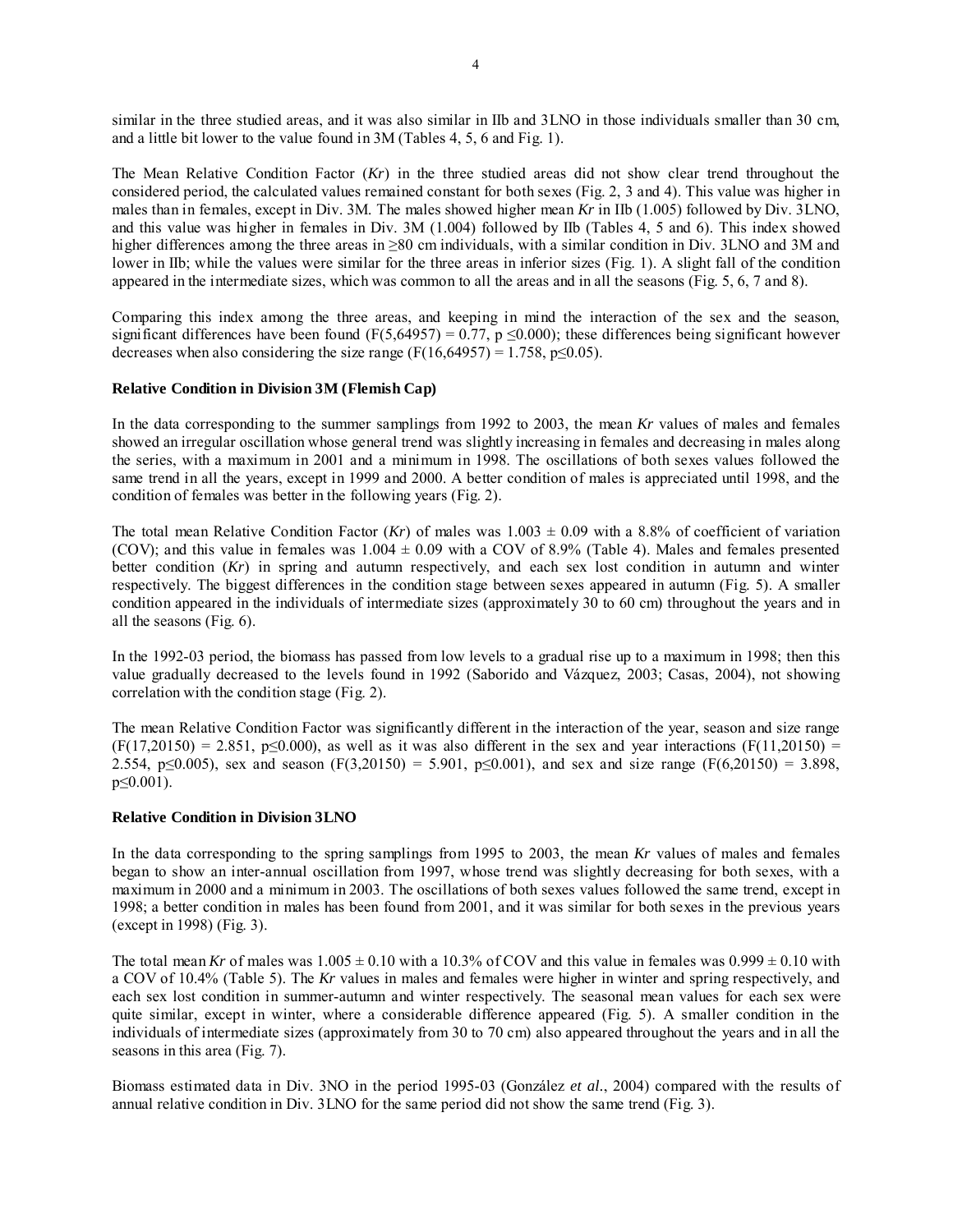similar in the three studied areas, and it was also similar in IIb and 3LNO in those individuals smaller than 30 cm, and a little bit lower to the value found in 3M (Tables 4, 5, 6 and Fig. 1).

The Mean Relative Condition Factor (*Kr*) in the three studied areas did not show clear trend throughout the considered period, the calculated values remained constant for both sexes (Fig. 2, 3 and 4). This value was higher in males than in females, except in Div. 3M. The males showed higher mean *Kr* in IIb (1.005) followed by Div. 3LNO, and this value was higher in females in Div. 3M (1.004) followed by IIb (Tables 4, 5 and 6). This index showed higher differences among the three areas in ≥80 cm individuals, with a similar condition in Div. 3LNO and 3M and lower in IIb; while the values were similar for the three areas in inferior sizes (Fig. 1). A slight fall of the condition appeared in the intermediate sizes, which was common to all the areas and in all the seasons (Fig. 5, 6, 7 and 8).

Comparing this index among the three areas, and keeping in mind the interaction of the sex and the season, significant differences have been found ($F(5,64957) = 0.77$, $p \leq 0.000$); these differences being significant however decreases when also considering the size range ($F(16,64957) = 1.758$, $p \leq 0.05$).

**Relative Condition in Division 3M (Flemish Cap)**

In the data corresponding to the summer samplings from 1992 to 2003, the mean *Kr* values of males and females showed an irregular oscillation whose general trend was slightly increasing in females and decreasing in males along the series, with a maximum in 2001 and a minimum in 1998. The oscillations of both sexes values followed the same trend in all the years, except in 1999 and 2000. A better condition of males is appreciated until 1998, and the condition of females was better in the following years (Fig. 2).

The total mean Relative Condition Factor (*Kr*) of males was $1.003 \pm 0.09$ with a 8.8% of coefficient of variation (COV); and this value in females was $1.004 \pm 0.09$ with a COV of 8.9% (Table 4). Males and females presented better condition (*Kr*) in spring and autumn respectively, and each sex lost condition in autumn and winter respectively. The biggest differences in the condition stage between sexes appeared in autumn (Fig. 5). A smaller condition appeared in the individuals of intermediate sizes (approximately 30 to 60 cm) throughout the years and in all the seasons (Fig. 6).

In the 1992-03 period, the biomass has passed from low levels to a gradual rise up to a maximum in 1998; then this value gradually decreased to the levels found in 1992 (Saborido and Vázquez, 2003; Casas, 2004), not showing correlation with the condition stage (Fig. 2).

The mean Relative Condition Factor was significantly different in the interaction of the year, season and size range ($F(17,20150) = 2.851$, $p \leq 0.000$), as well as it was also different in the sex and year interactions ($F(11,20150) = 2.554$, $p \leq 0.005$), sex and season ($F(3,20150) = 5.901$, $p \leq 0.001$), and sex and size range ($F(6,20150) = 3.898$, $p \leq 0.001$).

**Relative Condition in Division 3LNO**

In the data corresponding to the spring samplings from 1995 to 2003, the mean *Kr* values of males and females began to show an inter-annual oscillation from 1997, whose trend was slightly decreasing for both sexes, with a maximum in 2000 and a minimum in 2003. The oscillations of both sexes values followed the same trend, except in 1998; a better condition in males has been found from 2001, and it was similar for both sexes in the previous years (except in 1998) (Fig. 3).

The total mean *Kr* of males was $1.005 \pm 0.10$ with a 10.3% of COV and this value in females was $0.999 \pm 0.10$ with a COV of 10.4% (Table 5). The *Kr* values in males and females were higher in winter and spring respectively, and each sex lost condition in summer-autumn and winter respectively. The seasonal mean values for each sex were quite similar, except in winter, where a considerable difference appeared (Fig. 5). A smaller condition in the individuals of intermediate sizes (approximately from 30 to 70 cm) also appeared throughout the years and in all the seasons in this area (Fig. 7).

Biomass estimated data in Div. 3NO in the period 1995-03 (González *et al.*, 2004) compared with the results of annual relative condition in Div. 3LNO for the same period did not show the same trend (Fig. 3).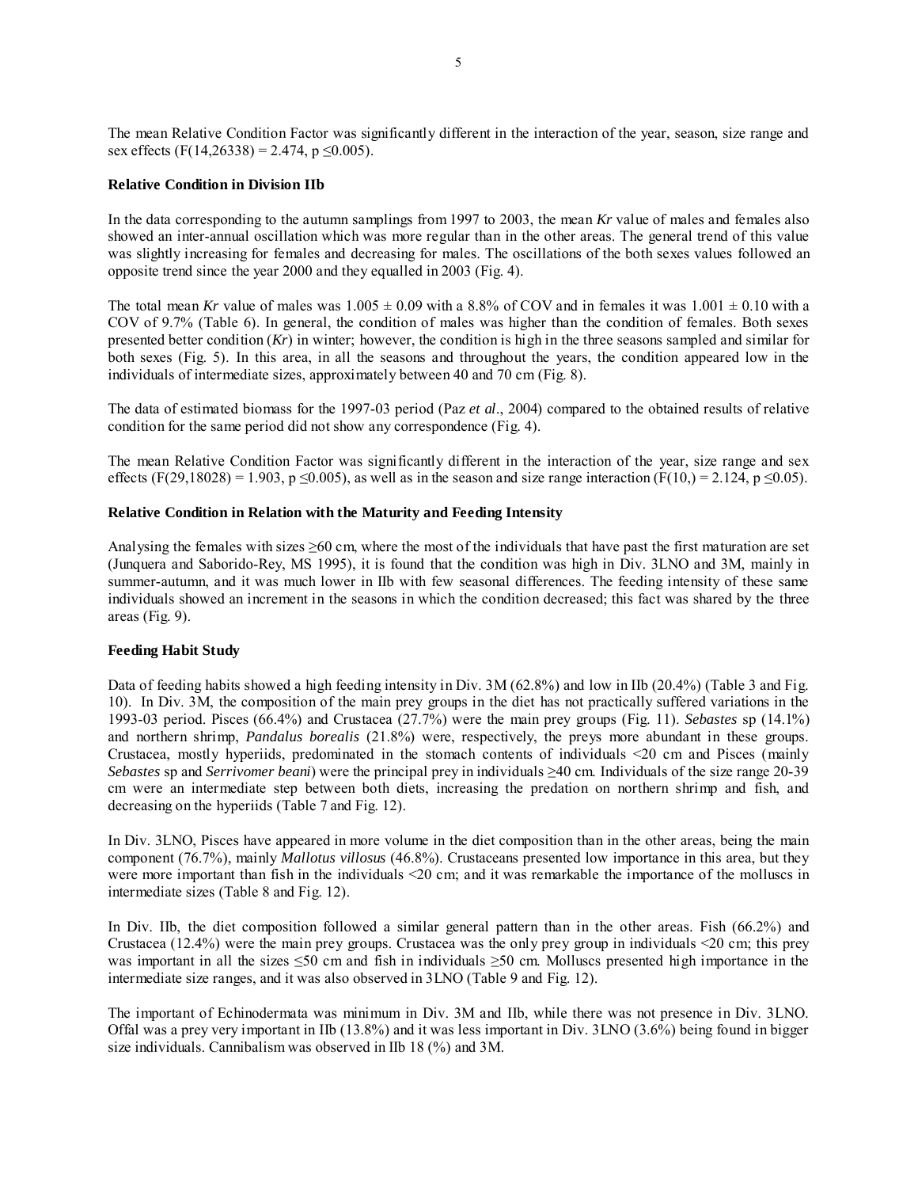The mean Relative Condition Factor was significantly different in the interaction of the year, season, size range and sex effects ($F(14,26338) = 2.474$, $p \leq 0.005$).

**Relative Condition in Division IIb**

In the data corresponding to the autumn samplings from 1997 to 2003, the mean *Kr* value of males and females also showed an inter-annual oscillation which was more regular than in the other areas. The general trend of this value was slightly increasing for females and decreasing for males. The oscillations of the both sexes values followed an opposite trend since the year 2000 and they equalled in 2003 (Fig. 4).

The total mean *Kr* value of males was $1.005 \pm 0.09$ with a 8.8% of COV and in females it was $1.001 \pm 0.10$ with a COV of 9.7% (Table 6). In general, the condition of males was higher than the condition of females. Both sexes presented better condition (*Kr*) in winter; however, the condition is high in the three seasons sampled and similar for both sexes (Fig. 5). In this area, in all the seasons and throughout the years, the condition appeared low in the individuals of intermediate sizes, approximately between 40 and 70 cm (Fig. 8).

The data of estimated biomass for the 1997-03 period (Paz *et al*., 2004) compared to the obtained results of relative condition for the same period did not show any correspondence (Fig. 4).

The mean Relative Condition Factor was significantly different in the interaction of the year, size range and sex effects ($F(29,18028) = 1.903$, $p \leq 0.005$), as well as in the season and size range interaction ($F(10,) = 2.124$, $p \leq 0.05$).

**Relative Condition in Relation with the Maturity and Feeding Intensity**

Analysing the females with sizes ≥60 cm, where the most of the individuals that have past the first maturation are set (Junquera and Saborido-Rey, MS 1995), it is found that the condition was high in Div. 3LNO and 3M, mainly in summer-autumn, and it was much lower in IIb with few seasonal differences. The feeding intensity of these same individuals showed an increment in the seasons in which the condition decreased; this fact was shared by the three areas (Fig. 9).

**Feeding Habit Study**

Data of feeding habits showed a high feeding intensity in Div. 3M (62.8%) and low in IIb (20.4%) (Table 3 and Fig. 10). In Div. 3M, the composition of the main prey groups in the diet has not practically suffered variations in the 1993-03 period. Pisces (66.4%) and Crustacea (27.7%) were the main prey groups (Fig. 11). *Sebastes* sp (14.1%) and northern shrimp, *Pandalus borealis* (21.8%) were, respectively, the preys more abundant in these groups. Crustacea, mostly hyperiids, predominated in the stomach contents of individuals <20 cm and Pisces (mainly *Sebastes* sp and *Serrivomer beani*) were the principal prey in individuals ≥40 cm. Individuals of the size range 20-39 cm were an intermediate step between both diets, increasing the predation on northern shrimp and fish, and decreasing on the hyperiids (Table 7 and Fig. 12).

In Div. 3LNO, Pisces have appeared in more volume in the diet composition than in the other areas, being the main component (76.7%), mainly *Mallotus villosus* (46.8%). Crustaceans presented low importance in this area, but they were more important than fish in the individuals <20 cm; and it was remarkable the importance of the molluscs in intermediate sizes (Table 8 and Fig. 12).

In Div. IIb, the diet composition followed a similar general pattern than in the other areas. Fish (66.2%) and Crustacea (12.4%) were the main prey groups. Crustacea was the only prey group in individuals <20 cm; this prey was important in all the sizes ≤50 cm and fish in individuals ≥50 cm. Molluscs presented high importance in the intermediate size ranges, and it was also observed in 3LNO (Table 9 and Fig. 12).

The important of Echinodermata was minimum in Div. 3M and IIb, while there was not presence in Div. 3LNO. Offal was a prey very important in IIb (13.8%) and it was less important in Div. 3LNO (3.6%) being found in bigger size individuals. Cannibalism was observed in IIb 18 (%) and 3M.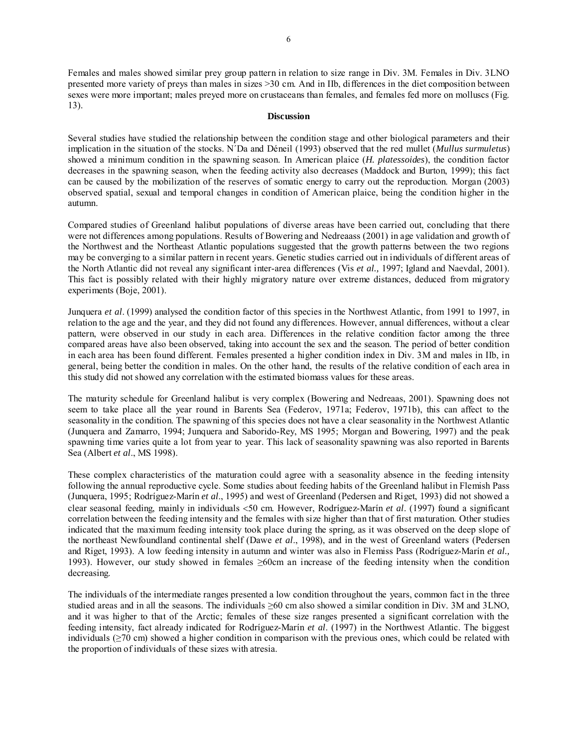Females and males showed similar prey group pattern in relation to size range in Div. 3M. Females in Div. 3LNO presented more variety of preys than males in sizes >30 cm. And in IIb, differences in the diet composition between sexes were more important; males preyed more on crustaceans than females, and females fed more on molluscs (Fig. 13).

## Discussion

Several studies have studied the relationship between the condition stage and other biological parameters and their implication in the situation of the stocks. N´Da and Déneil (1993) observed that the red mullet (*Mullus surmuletus*) showed a minimum condition in the spawning season. In American plaice (*H. platessoides*), the condition factor decreases in the spawning season, when the feeding activity also decreases (Maddock and Burton, 1999); this fact can be caused by the mobilization of the reserves of somatic energy to carry out the reproduction. Morgan (2003) observed spatial, sexual and temporal changes in condition of American plaice, being the condition higher in the autumn.

Compared studies of Greenland halibut populations of diverse areas have been carried out, concluding that there were not differences among populations. Results of Bowering and Nedreaass (2001) in age validation and growth of the Northwest and the Northeast Atlantic populations suggested that the growth patterns between the two regions may be converging to a similar pattern in recent years. Genetic studies carried out in individuals of different areas of the North Atlantic did not reveal any significant inter-area differences (Vis *et al.,* 1997; Igland and Naevdal, 2001). This fact is possibly related with their highly migratory nature over extreme distances, deduced from migratory experiments (Boje, 2001).

Junquera *et al*. (1999) analysed the condition factor of this species in the Northwest Atlantic, from 1991 to 1997, in relation to the age and the year, and they did not found any differences. However, annual differences, without a clear pattern, were observed in our study in each area. Differences in the relative condition factor among the three compared areas have also been observed, taking into account the sex and the season. The period of better condition in each area has been found different. Females presented a higher condition index in Div. 3M and males in IIb, in general, being better the condition in males. On the other hand, the results of the relative condition of each area in this study did not showed any correlation with the estimated biomass values for these areas.

The maturity schedule for Greenland halibut is very complex (Bowering and Nedreaas, 2001). Spawning does not seem to take place all the year round in Barents Sea (Federov, 1971a; Federov, 1971b), this can affect to the seasonality in the condition. The spawning of this species does not have a clear seasonality in the Northwest Atlantic (Junquera and Zamarro, 1994; Junquera and Saborido-Rey, MS 1995; Morgan and Bowering, 1997) and the peak spawning time varies quite a lot from year to year. This lack of seasonality spawning was also reported in Barents Sea (Albert *et al*., MS 1998).

These complex characteristics of the maturation could agree with a seasonality absence in the feeding intensity following the annual reproductive cycle. Some studies about feeding habits of the Greenland halibut in Flemish Pass (Junquera, 1995; Rodríguez-Marín *et al*., 1995) and west of Greenland (Pedersen and Riget, 1993) did not showed a clear seasonal feeding, mainly in individuals <50 cm. However, Rodríguez-Marín *et al*. (1997) found a significant correlation between the feeding intensity and the females with size higher than that of first maturation. Other studies indicated that the maximum feeding intensity took place during the spring, as it was observed on the deep slope of the northeast Newfoundland continental shelf (Dawe *et al*., 1998), and in the west of Greenland waters (Pedersen and Riget, 1993). A low feeding intensity in autumn and winter was also in Flemiss Pass (Rodríguez-Marín *et al.,* 1993). However, our study showed in females ≥60cm an increase of the feeding intensity when the condition decreasing.

The individuals of the intermediate ranges presented a low condition throughout the years, common fact in the three studied areas and in all the seasons. The individuals ≥60 cm also showed a similar condition in Div. 3M and 3LNO, and it was higher to that of the Arctic; females of these size ranges presented a significant correlation with the feeding intensity, fact already indicated for Rodríguez-Marín *et al*. (1997) in the Northwest Atlantic. The biggest individuals (≥70 cm) showed a higher condition in comparison with the previous ones, which could be related with the proportion of individuals of these sizes with atresia.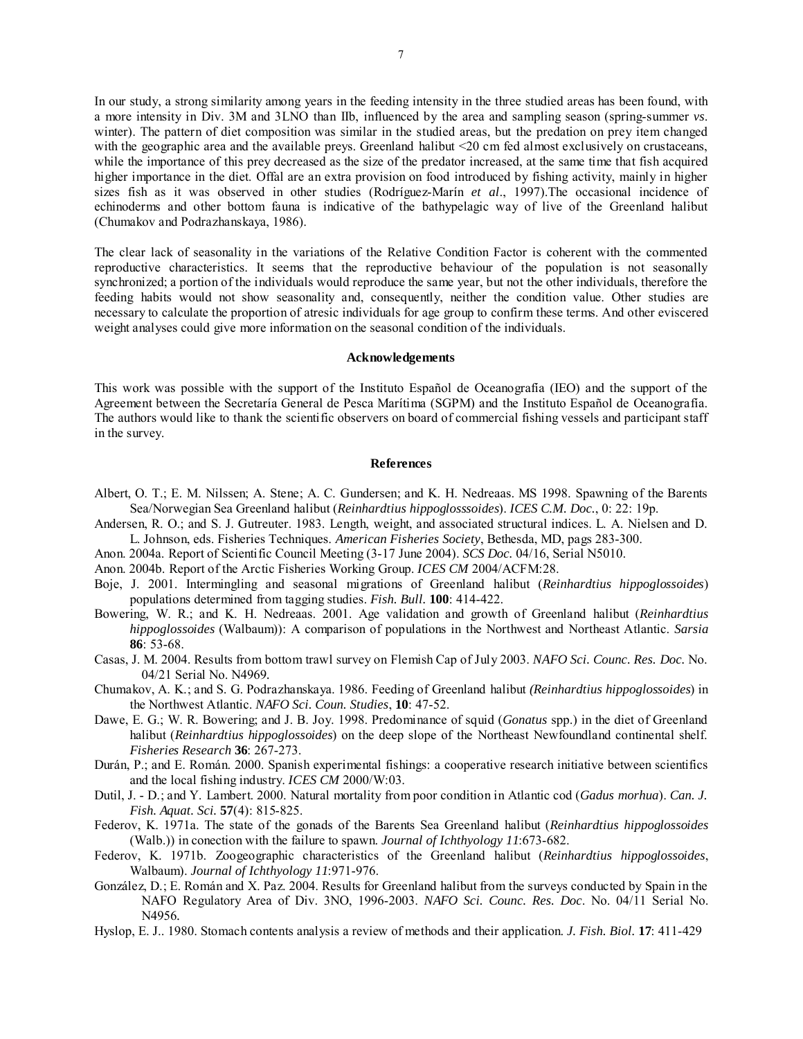In our study, a strong similarity among years in the feeding intensity in the three studied areas has been found, with a more intensity in Div. 3M and 3LNO than IIb, influenced by the area and sampling season (spring-summer *vs.* winter). The pattern of diet composition was similar in the studied areas, but the predation on prey item changed with the geographic area and the available preys. Greenland halibut <20 cm fed almost exclusively on crustaceans, while the importance of this prey decreased as the size of the predator increased, at the same time that fish acquired higher importance in the diet. Offal are an extra provision on food introduced by fishing activity, mainly in higher sizes fish as it was observed in other studies (Rodríguez-Marín *et al*., 1997).The occasional incidence of echinoderms and other bottom fauna is indicative of the bathypelagic way of live of the Greenland halibut (Chumakov and Podrazhanskaya, 1986).

The clear lack of seasonality in the variations of the Relative Condition Factor is coherent with the commented reproductive characteristics. It seems that the reproductive behaviour of the population is not seasonally synchronized; a portion of the individuals would reproduce the same year, but not the other individuals, therefore the feeding habits would not show seasonality and, consequently, neither the condition value. Other studies are necessary to calculate the proportion of atresic individuals for age group to confirm these terms. And other eviscered weight analyses could give more information on the seasonal condition of the individuals.

## Acknowledgements

This work was possible with the support of the Instituto Español de Oceanografía (IEO) and the support of the Agreement between the Secretaría General de Pesca Marítima (SGPM) and the Instituto Español de Oceanografía. The authors would like to thank the scientific observers on board of commercial fishing vessels and participant staff in the survey.

## References

Albert, O. T.; E. M. Nilssen; A. Stene; A. C. Gundersen; and K. H. Nedreaas. MS 1998. Spawning of the Barents Sea/Norwegian Sea Greenland halibut (*Reinhardtius hippoglosssoides*). *ICES C.M. Doc.*, 0: 22: 19p.

Andersen, R. O.; and S. J. Gutreuter. 1983. Length, weight, and associated structural indices. L. A. Nielsen and D. L. Johnson, eds. Fisheries Techniques. *American Fisheries Society*, Bethesda, MD, pags 283-300.

Anon. 2004a. Report of Scientific Council Meeting (3-17 June 2004). *SCS Doc.* 04/16, Serial N5010.

Anon. 2004b. Report of the Arctic Fisheries Working Group. *ICES CM* 2004/ACFM:28.

Boje, J. 2001. Intermingling and seasonal migrations of Greenland halibut (*Reinhardtius hippoglossoides*) populations determined from tagging studies. *Fish. Bull.* **100**: 414-422.

Bowering, W. R.; and K. H. Nedreaas. 2001. Age validation and growth of Greenland halibut (*Reinhardtius hippoglossoides* (Walbaum)): A comparison of populations in the Northwest and Northeast Atlantic. *Sarsia* **86**: 53-68.

Casas, J. M. 2004. Results from bottom trawl survey on Flemish Cap of July 2003. *NAFO Sci. Counc. Res. Doc.* No. 04/21 Serial No. N4969.

Chumakov, A. K.; and S. G. Podrazhanskaya. 1986. Feeding of Greenland halibut *(Reinhardtius hippoglossoides*) in the Northwest Atlantic. *NAFO Sci. Coun. Studies*, **10**: 47-52.

Dawe, E. G.; W. R. Bowering; and J. B. Joy. 1998. Predominance of squid (*Gonatus* spp.) in the diet of Greenland halibut (*Reinhardtius hippoglossoides*) on the deep slope of the Northeast Newfoundland continental shelf. *Fisheries Research* **36**: 267-273.

Durán, P.; and E. Román. 2000. Spanish experimental fishings: a cooperative research initiative between scientifics and the local fishing industry. *ICES CM* 2000/W:03.

Dutil, J. - D.; and Y. Lambert. 2000. Natural mortality from poor condition in Atlantic cod (*Gadus morhua*). *Can. J. Fish. Aquat. Sci.* **57**(4): 815-825.

Federov, K. 1971a. The state of the gonads of the Barents Sea Greenland halibut (*Reinhardtius hippoglossoides* (Walb.)) in conection with the failure to spawn. *Journal of Ichthyology 11*:673-682.

Federov, K. 1971b. Zoogeographic characteristics of the Greenland halibut (*Reinhardtius hippoglossoides*, Walbaum). *Journal of Ichthyology 11*:971-976.

González, D.; E. Román and X. Paz. 2004. Results for Greenland halibut from the surveys conducted by Spain in the NAFO Regulatory Area of Div. 3NO, 1996-2003. *NAFO Sci. Counc. Res. Doc*. No. 04/11 Serial No. N4956.

Hyslop, E. J.. 1980. Stomach contents analysis a review of methods and their application. *J. Fish. Biol.* **17**: 411-429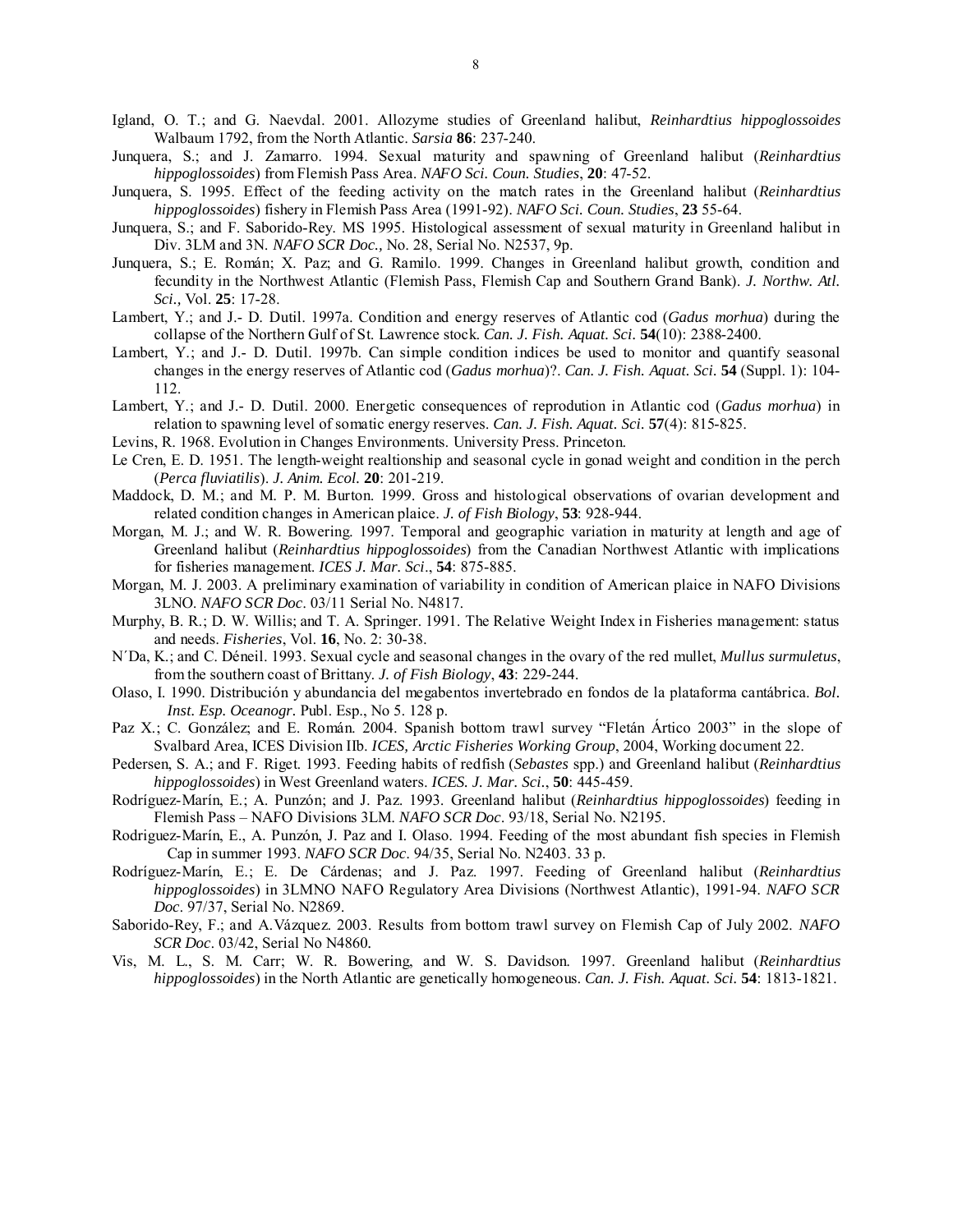Igland, O. T.; and G. Naevdal. 2001. Allozyme studies of Greenland halibut, *Reinhardtius hippoglossoides* Walbaum 1792, from the North Atlantic. *Sarsia* **86**: 237-240.

Junquera, S.; and J. Zamarro. 1994. Sexual maturity and spawning of Greenland halibut (*Reinhardtius hippoglossoides*) from Flemish Pass Area. *NAFO Sci. Coun. Studies*, **20**: 47-52.

Junquera, S. 1995. Effect of the feeding activity on the match rates in the Greenland halibut (*Reinhardtius hippoglossoides*) fishery in Flemish Pass Area (1991-92). *NAFO Sci. Coun. Studies*, **23** 55-64.

Junquera, S.; and F. Saborido-Rey. MS 1995. Histological assessment of sexual maturity in Greenland halibut in Div. 3LM and 3N. *NAFO SCR Doc.,* No. 28, Serial No. N2537, 9p.

Junquera, S.; E. Román; X. Paz; and G. Ramilo. 1999. Changes in Greenland halibut growth, condition and fecundity in the Northwest Atlantic (Flemish Pass, Flemish Cap and Southern Grand Bank). *J. Northw. Atl. Sci.,* Vol. **25**: 17-28.

Lambert, Y.; and J.- D. Dutil. 1997a. Condition and energy reserves of Atlantic cod (*Gadus morhua*) during the collapse of the Northern Gulf of St. Lawrence stock. *Can. J. Fish. Aquat. Sci.* **54**(10): 2388-2400.

Lambert, Y.; and J.- D. Dutil. 1997b. Can simple condition indices be used to monitor and quantify seasonal changes in the energy reserves of Atlantic cod (*Gadus morhua*)?. *Can. J. Fish. Aquat. Sci.* **54** (Suppl. 1): 104-112.

Lambert, Y.; and J.- D. Dutil. 2000. Energetic consequences of reprodution in Atlantic cod (*Gadus morhua*) in relation to spawning level of somatic energy reserves. *Can. J. Fish. Aquat. Sci.* **57**(4): 815-825.

Levins, R. 1968. Evolution in Changes Environments. University Press. Princeton.

Le Cren, E. D. 1951. The length-weight realtionship and seasonal cycle in gonad weight and condition in the perch (*Perca fluviatilis*). *J. Anim. Ecol.* **20**: 201-219.

Maddock, D. M.; and M. P. M. Burton. 1999. Gross and histological observations of ovarian development and related condition changes in American plaice. *J. of Fish Biology*, **53**: 928-944.

Morgan, M. J.; and W. R. Bowering. 1997. Temporal and geographic variation in maturity at length and age of Greenland halibut (*Reinhardtius hippoglossoides*) from the Canadian Northwest Atlantic with implications for fisheries management. *ICES J. Mar. Sci*., **54**: 875-885.

Morgan, M. J. 2003. A preliminary examination of variability in condition of American plaice in NAFO Divisions 3LNO. *NAFO SCR Doc*. 03/11 Serial No. N4817.

Murphy, B. R.; D. W. Willis; and T. A. Springer. 1991. The Relative Weight Index in Fisheries management: status and needs. *Fisheries*, Vol. **16**, No. 2: 30-38.

N´Da, K.; and C. Déneil. 1993. Sexual cycle and seasonal changes in the ovary of the red mullet, *Mullus surmuletus*, from the southern coast of Brittany. *J. of Fish Biology*, **43**: 229-244.

Olaso, I. 1990. Distribución y abundancia del megabentos invertebrado en fondos de la plataforma cantábrica. *Bol. Inst. Esp. Oceanogr*. Publ. Esp., No 5. 128 p.

Paz X.; C. González; and E. Román. 2004. Spanish bottom trawl survey "Fletán Ártico 2003" in the slope of Svalbard Area, ICES Division IIb. *ICES, Arctic Fisheries Working Group*, 2004, Working document 22.

Pedersen, S. A.; and F. Riget. 1993. Feeding habits of redfish (*Sebastes* spp.) and Greenland halibut (*Reinhardtius hippoglossoides*) in West Greenland waters. *ICES. J. Mar. Sci*., **50**: 445-459.

Rodríguez-Marín, E.; A. Punzón; and J. Paz. 1993. Greenland halibut (*Reinhardtius hippoglossoides*) feeding in Flemish Pass – NAFO Divisions 3LM. *NAFO SCR Doc*. 93/18, Serial No. N2195.

Rodriguez-Marín, E., A. Punzón, J. Paz and I. Olaso. 1994. Feeding of the most abundant fish species in Flemish Cap in summer 1993. *NAFO SCR Doc*. 94/35, Serial No. N2403. 33 p.

Rodríguez-Marín, E.; E. De Cárdenas; and J. Paz. 1997. Feeding of Greenland halibut (*Reinhardtius hippoglossoides*) in 3LMNO NAFO Regulatory Area Divisions (Northwest Atlantic), 1991-94. *NAFO SCR Doc*. 97/37, Serial No. N2869.

Saborido-Rey, F.; and A.Vázquez. 2003. Results from bottom trawl survey on Flemish Cap of July 2002. *NAFO SCR Doc*. 03/42, Serial No N4860.

Vis, M. L., S. M. Carr; W. R. Bowering, and W. S. Davidson. 1997. Greenland halibut (*Reinhardtius hippoglossoides*) in the North Atlantic are genetically homogeneous. *Can. J. Fish. Aquat. Sci.* **54**: 1813-1821.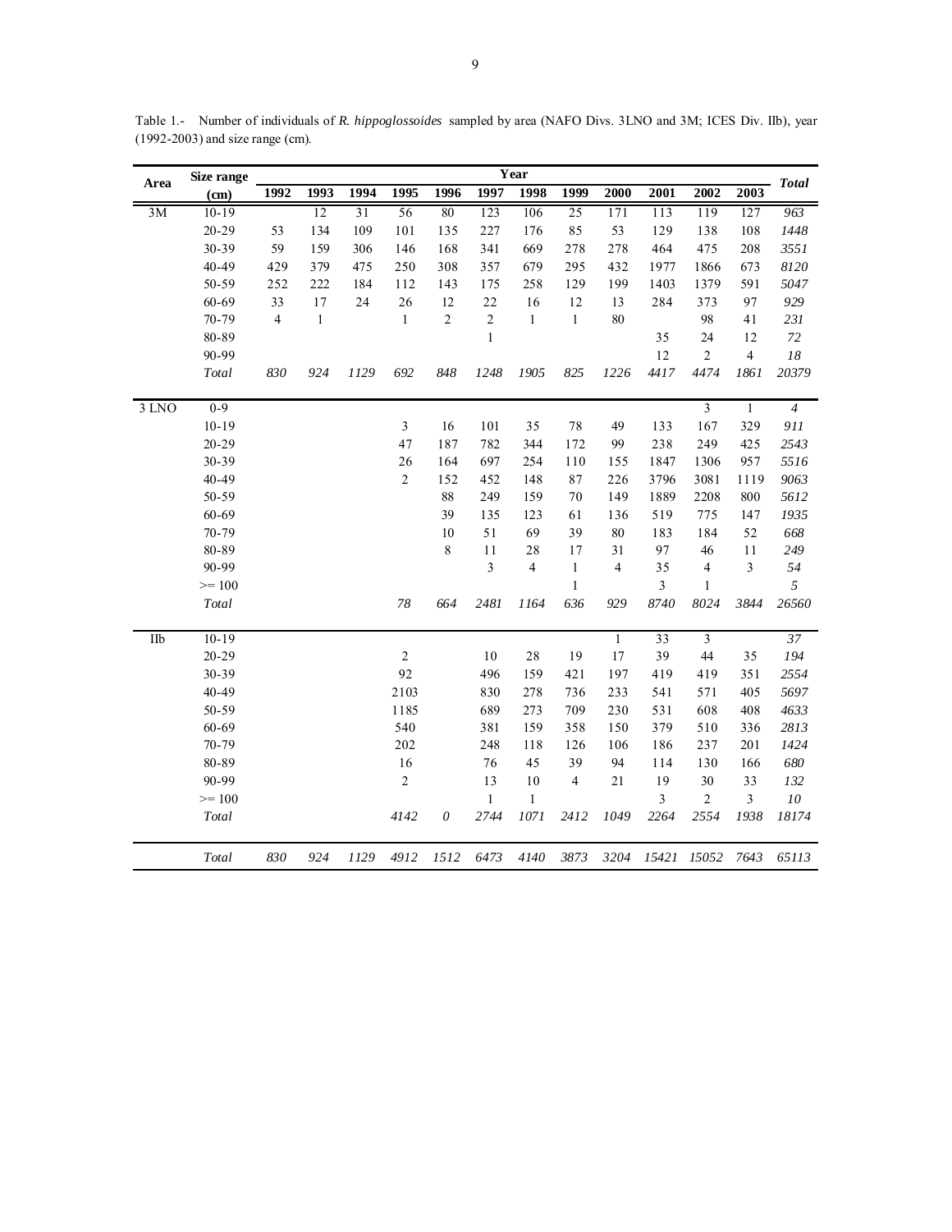Table 1.- Number of individuals of *R. hippoglossoides* sampled by area (NAFO Divs. 3LNO and 3M; ICES Div. IIb), year (1992-2003) and size range (cm).

| Area | Size range (cm) | 1992 | 1993 | 1994 | 1995 | 1996 | 1997 | 1998 | 1999 | 2000 | 2001 | 2002 | 2003 | *Total* |
|---|---|---|---|---|---|---|---|---|---|---|---|---|---|---|
| 3M | 10-19 | | 12 | 31 | 56 | 80 | 123 | 106 | 25 | 171 | 113 | 119 | 127 | *963* |
| | 20-29 | 53 | 134 | 109 | 101 | 135 | 227 | 176 | 85 | 53 | 129 | 138 | 108 | *1448* |
| | 30-39 | 59 | 159 | 306 | 146 | 168 | 341 | 669 | 278 | 278 | 464 | 475 | 208 | *3551* |
| | 40-49 | 429 | 379 | 475 | 250 | 308 | 357 | 679 | 295 | 432 | 1977 | 1866 | 673 | *8120* |
| | 50-59 | 252 | 222 | 184 | 112 | 143 | 175 | 258 | 129 | 199 | 1403 | 1379 | 591 | *5047* |
| | 60-69 | 33 | 17 | 24 | 26 | 12 | 22 | 16 | 12 | 13 | 284 | 373 | 97 | *929* |
| | 70-79 | 4 | 1 | | 1 | 2 | 2 | 1 | 1 | 80 | | 98 | 41 | *231* |
| | 80-89 | | | | | | 1 | | | | 35 | 24 | 12 | *72* |
| | 90-99 | | | | | | | | | | 12 | 2 | 4 | *18* |
| | *Total* | *830* | *924* | *1129* | *692* | *848* | *1248* | *1905* | *825* | *1226* | *4417* | *4474* | *1861* | *20379* |
| 3 LNO | 0-9 | | | | | | | | | | | 3 | 1 | *4* |
| | 10-19 | | | | 3 | 16 | 101 | 35 | 78 | 49 | 133 | 167 | 329 | *911* |
| | 20-29 | | | | 47 | 187 | 782 | 344 | 172 | 99 | 238 | 249 | 425 | *2543* |
| | 30-39 | | | | 26 | 164 | 697 | 254 | 110 | 155 | 1847 | 1306 | 957 | *5516* |
| | 40-49 | | | | 2 | 152 | 452 | 148 | 87 | 226 | 3796 | 3081 | 1119 | *9063* |
| | 50-59 | | | | | 88 | 249 | 159 | 70 | 149 | 1889 | 2208 | 800 | *5612* |
| | 60-69 | | | | | 39 | 135 | 123 | 61 | 136 | 519 | 775 | 147 | *1935* |
| | 70-79 | | | | | 10 | 51 | 69 | 39 | 80 | 183 | 184 | 52 | *668* |
| | 80-89 | | | | | 8 | 11 | 28 | 17 | 31 | 97 | 46 | 11 | *249* |
| | 90-99 | | | | | | 3 | 4 | 1 | 4 | 35 | 4 | 3 | *54* |
| | >= 100 | | | | | | | | 1 | | 3 | 1 | | *5* |
| | *Total* | | | | *78* | *664* | *2481* | *1164* | *636* | *929* | *8740* | *8024* | *3844* | *26560* |
| IIb | 10-19 | | | | | | | | | 1 | 33 | 3 | | *37* |
| | 20-29 | | | | 2 | | 10 | 28 | 19 | 17 | 39 | 44 | 35 | *194* |
| | 30-39 | | | | 92 | | 496 | 159 | 421 | 197 | 419 | 419 | 351 | *2554* |
| | 40-49 | | | | 2103 | | 830 | 278 | 736 | 233 | 541 | 571 | 405 | *5697* |
| | 50-59 | | | | 1185 | | 689 | 273 | 709 | 230 | 531 | 608 | 408 | *4633* |
| | 60-69 | | | | 540 | | 381 | 159 | 358 | 150 | 379 | 510 | 336 | *2813* |
| | 70-79 | | | | 202 | | 248 | 118 | 126 | 106 | 186 | 237 | 201 | *1424* |
| | 80-89 | | | | 16 | | 76 | 45 | 39 | 94 | 114 | 130 | 166 | *680* |
| | 90-99 | | | | 2 | | 13 | 10 | 4 | 21 | 19 | 30 | 33 | *132* |
| | >= 100 | | | | | | 1 | 1 | | | 3 | 2 | 3 | *10* |
| | *Total* | | | | *4142* | *0* | *2744* | *1071* | *2412* | *1049* | *2264* | *2554* | *1938* | *18174* |
| | *Total* | *830* | *924* | *1129* | *4912* | *1512* | *6473* | *4140* | *3873* | *3204* | *15421* | *15052* | *7643* | *65113* |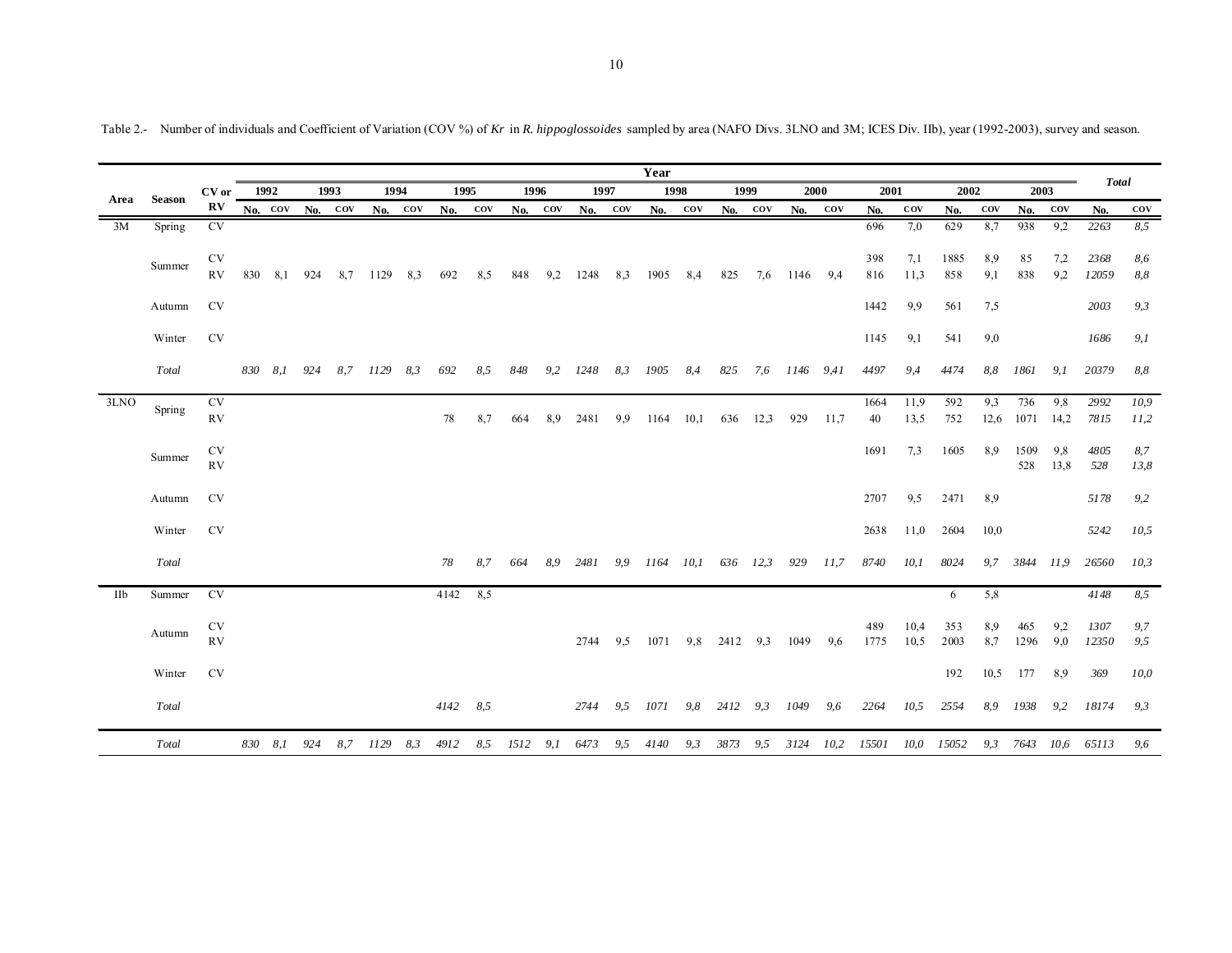Table 2.- Number of individuals and Coefficient of Variation (COV %) of *Kr* in *R. hippoglossoides* sampled by area (NAFO Divs. 3LNO and 3M; ICES Div. IIb), year (1992-2003), survey and season.

| Area | Season | CV or RV | 1992 | | 1993 | | 1994 | | 1995 | | 1996 | | 1997 | | 1998 | | 1999 | | 2000 | | 2001 | | 2002 | | 2003 | | *Total* | |
|---|---|---|---|---|---|---|---|---|---|---|---|---|---|---|---|---|---|---|---|---|---|---|---|---|---|---|---|---|
| | | | No. | COV | No. | COV | No. | COV | No. | COV | No. | COV | No. | COV | No. | COV | No. | COV | No. | COV | No. | COV | No. | COV | No. | COV | No. | COV |
| 3M | Spring | CV | | | | | | | | | | | | | | | | | | | 696 | 7,0 | 629 | 8,7 | 938 | 9,2 | *2263* | *8,5* |
| | Summer | CV | | | | | | | | | | | | | | | | | | | 398 | 7,1 | 1885 | 8,9 | 85 | 7,2 | *2368* | *8,6* |
| | | RV | 830 | 8,1 | 924 | 8,7 | 1129 | 8,3 | 692 | 8,5 | 848 | 9,2 | 1248 | 8,3 | 1905 | 8,4 | 825 | 7,6 | 1146 | 9,4 | 816 | 11,3 | 858 | 9,1 | 838 | 9,2 | *12059* | *8,8* |
| | Autumn | CV | | | | | | | | | | | | | | | | | | | 1442 | 9,9 | 561 | 7,5 | | | *2003* | *9,3* |
| | Winter | CV | | | | | | | | | | | | | | | | | | | 1145 | 9,1 | 541 | 9,0 | | | *1686* | *9,1* |
| | *Total* | | *830* | *8,1* | *924* | *8,7* | *1129* | *8,3* | *692* | *8,5* | *848* | *9,2* | *1248* | *8,3* | *1905* | *8,4* | *825* | *7,6* | *1146* | *9,41* | *4497* | *9,4* | *4474* | *8,8* | *1861* | *9,1* | *20379* | *8,8* |
| 3LNO | Spring | CV | | | | | | | | | | | | | | | | | | | 1664 | 11,9 | 592 | 9,3 | 736 | 9,8 | *2992* | *10,9* |
| | | RV | | | | | | | 78 | 8,7 | 664 | 8,9 | 2481 | 9,9 | 1164 | 10,1 | 636 | 12,3 | 929 | 11,7 | 40 | 13,5 | 752 | 12,6 | 1071 | 14,2 | *7815* | *11,2* |
| | Summer | CV | | | | | | | | | | | | | | | | | | | 1691 | 7,3 | 1605 | 8,9 | 1509 | 9,8 | *4805* | *8,7* |
| | | RV | | | | | | | | | | | | | | | | | | | | | | | 528 | 13,8 | *528* | *13,8* |
| | Autumn | CV | | | | | | | | | | | | | | | | | | | 2707 | 9,5 | 2471 | 8,9 | | | *5178* | *9,2* |
| | Winter | CV | | | | | | | | | | | | | | | | | | | 2638 | 11,0 | 2604 | 10,0 | | | *5242* | *10,5* |
| | *Total* | | | | | | | | *78* | *8,7* | *664* | *8,9* | *2481* | *9,9* | *1164* | *10,1* | *636* | *12,3* | *929* | *11,7* | *8740* | *10,1* | *8024* | *9,7* | *3844* | *11,9* | *26560* | *10,3* |
| IIb | Summer | CV | | | | | | | 4142 | 8,5 | | | | | | | | | | | | | 6 | 5,8 | | | *4148* | *8,5* |
| | Autumn | CV | | | | | | | | | | | | | | | | | | | 489 | 10,4 | 353 | 8,9 | 465 | 9,2 | *1307* | *9,7* |
| | | RV | | | | | | | | | | | 2744 | 9,5 | 1071 | 9,8 | 2412 | 9,3 | 1049 | 9,6 | 1775 | 10,5 | 2003 | 8,7 | 1296 | 9,0 | *12350* | *9,5* |
| | Winter | CV | | | | | | | | | | | | | | | | | | | | | 192 | 10,5 | 177 | 8,9 | *369* | *10,0* |
| | *Total* | | | | | | | | *4142* | *8,5* | | | *2744* | *9,5* | *1071* | *9,8* | *2412* | *9,3* | *1049* | *9,6* | *2264* | *10,5* | *2554* | *8,9* | *1938* | *9,2* | *18174* | *9,3* |
| | *Total* | | *830* | *8,1* | *924* | *8,7* | *1129* | *8,3* | *4912* | *8,5* | *1512* | *9,1* | *6473* | *9,5* | *4140* | *9,3* | *3873* | *9,5* | *3124* | *10,2* | *15501* | *10,0* | *15052* | *9,3* | *7643* | *10,6* | *65113* | *9,6* |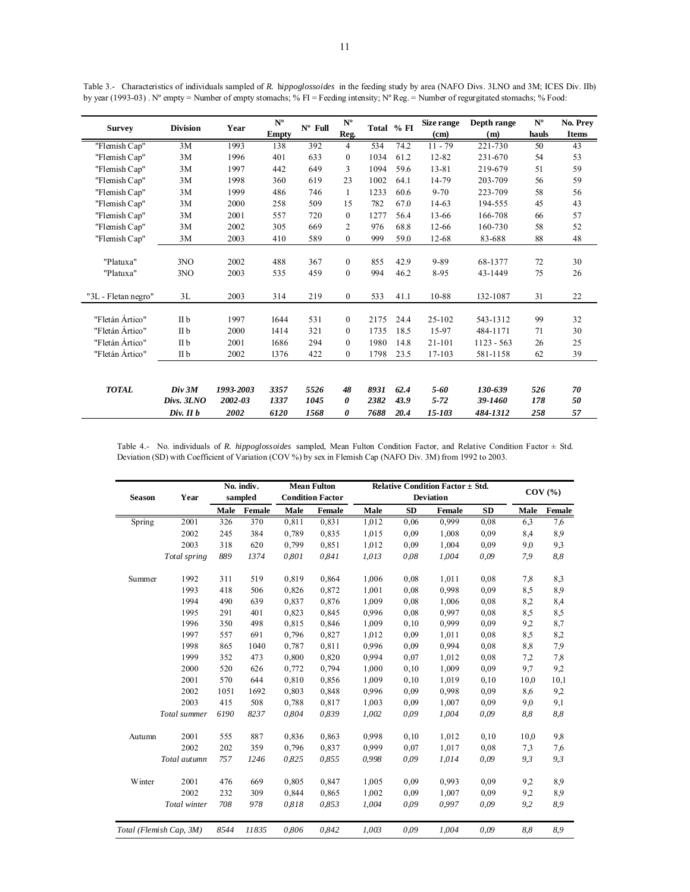Table 3.- Characteristics of individuals sampled of *R. hippoglossoides* in the feeding study by area (NAFO Divs. 3LNO and 3M; ICES Div. IIb) by year (1993-03) . Nº empty = Number of empty stomachs; % FI = Feeding intensity; Nº Reg. = Number of regurgitated stomachs; % Food:

| Survey | Division | Year | Nº Empty | Nº Full | Nº Reg. | Total | % FI | Size range (cm) | Depth range (m) | Nº hauls | No. Prey Items |
|---|---|---|---|---|---|---|---|---|---|---|---|
| "Flemish Cap" | 3M | 1993 | 138 | 392 | 4 | 534 | 74.2 | 11 - 79 | 221-730 | 50 | 43 |
| "Flemish Cap" | 3M | 1996 | 401 | 633 | 0 | 1034 | 61.2 | 12-82 | 231-670 | 54 | 53 |
| "Flemish Cap" | 3M | 1997 | 442 | 649 | 3 | 1094 | 59.6 | 13-81 | 219-679 | 51 | 59 |
| "Flemish Cap" | 3M | 1998 | 360 | 619 | 23 | 1002 | 64.1 | 14-79 | 203-709 | 56 | 59 |
| "Flemish Cap" | 3M | 1999 | 486 | 746 | 1 | 1233 | 60.6 | 9-70 | 223-709 | 58 | 56 |
| "Flemish Cap" | 3M | 2000 | 258 | 509 | 15 | 782 | 67.0 | 14-63 | 194-555 | 45 | 43 |
| "Flemish Cap" | 3M | 2001 | 557 | 720 | 0 | 1277 | 56.4 | 13-66 | 166-708 | 66 | 57 |
| "Flemish Cap" | 3M | 2002 | 305 | 669 | 2 | 976 | 68.8 | 12-66 | 160-730 | 58 | 52 |
| "Flemish Cap" | 3M | 2003 | 410 | 589 | 0 | 999 | 59.0 | 12-68 | 83-688 | 88 | 48 |
| "Platuxa" | 3NO | 2002 | 488 | 367 | 0 | 855 | 42.9 | 9-89 | 68-1377 | 72 | 30 |
| "Platuxa" | 3NO | 2003 | 535 | 459 | 0 | 994 | 46.2 | 8-95 | 43-1449 | 75 | 26 |
| "3L - Fletan negro" | 3L | 2003 | 314 | 219 | 0 | 533 | 41.1 | 10-88 | 132-1087 | 31 | 22 |
| "Fletán Ártico" | II b | 1997 | 1644 | 531 | 0 | 2175 | 24.4 | 25-102 | 543-1312 | 99 | 32 |
| "Fletán Ártico" | II b | 2000 | 1414 | 321 | 0 | 1735 | 18.5 | 15-97 | 484-1171 | 71 | 30 |
| "Fletán Ártico" | II b | 2001 | 1686 | 294 | 0 | 1980 | 14.8 | 21-101 | 1123 - 563 | 26 | 25 |
| "Fletán Ártico" | II b | 2002 | 1376 | 422 | 0 | 1798 | 23.5 | 17-103 | 581-1158 | 62 | 39 |
| ***TOTAL*** | ***Div 3M*** | ***1993-2003*** | ***3357*** | ***5526*** | ***48*** | ***8931*** | ***62.4*** | ***5-60*** | ***130-639*** | ***526*** | ***70*** |
| | ***Divs. 3LNO*** | ***2002-03*** | ***1337*** | ***1045*** | ***0*** | ***2382*** | ***43.9*** | ***5-72*** | ***39-1460*** | ***178*** | ***50*** |
| | ***Div. II b*** | ***2002*** | ***6120*** | ***1568*** | ***0*** | ***7688*** | ***20.4*** | ***15-103*** | ***484-1312*** | ***258*** | ***57*** |

Table 4.- No. individuals of *R. hippoglossoides* sampled, Mean Fulton Condition Factor, and Relative Condition Factor ± Std. Deviation (SD) with Coefficient of Variation (COV %) by sex in Flemish Cap (NAFO Div. 3M) from 1992 to 2003.

| Season | Year | No. indiv. sampled | | Mean Fulton Condition Factor | | Relative Condition Factor ± Std. Deviation | | | | COV (%) | |
|---|---|---|---|---|---|---|---|---|---|---|---|
| | | Male | Female | Male | Female | Male | SD | Female | SD | Male | Female |
| Spring | 2001 | 326 | 370 | 0,811 | 0,831 | 1,012 | 0,06 | 0,999 | 0,08 | 6,3 | 7,6 |
| | 2002 | 245 | 384 | 0,789 | 0,835 | 1,015 | 0,09 | 1,008 | 0,09 | 8,4 | 8,9 |
| | 2003 | 318 | 620 | 0,799 | 0,851 | 1,012 | 0,09 | 1,004 | 0,09 | 9,0 | 9,3 |
| | *Total spring* | *889* | *1374* | *0,801* | *0,841* | *1,013* | *0,08* | *1,004* | *0,09* | *7,9* | *8,8* |
| Summer | 1992 | 311 | 519 | 0,819 | 0,864 | 1,006 | 0,08 | 1,011 | 0,08 | 7,8 | 8,3 |
| | 1993 | 418 | 506 | 0,826 | 0,872 | 1,001 | 0,08 | 0,998 | 0,09 | 8,5 | 8,9 |
| | 1994 | 490 | 639 | 0,837 | 0,876 | 1,009 | 0,08 | 1,006 | 0,08 | 8,2 | 8,4 |
| | 1995 | 291 | 401 | 0,823 | 0,845 | 0,996 | 0,08 | 0,997 | 0,08 | 8,5 | 8,5 |
| | 1996 | 350 | 498 | 0,815 | 0,846 | 1,009 | 0,10 | 0,999 | 0,09 | 9,2 | 8,7 |
| | 1997 | 557 | 691 | 0,796 | 0,827 | 1,012 | 0,09 | 1,011 | 0,08 | 8,5 | 8,2 |
| | 1998 | 865 | 1040 | 0,787 | 0,811 | 0,996 | 0,09 | 0,994 | 0,08 | 8,8 | 7,9 |
| | 1999 | 352 | 473 | 0,800 | 0,820 | 0,994 | 0,07 | 1,012 | 0,08 | 7,2 | 7,8 |
| | 2000 | 520 | 626 | 0,772 | 0,794 | 1,000 | 0,10 | 1,009 | 0,09 | 9,7 | 9,2 |
| | 2001 | 570 | 644 | 0,810 | 0,856 | 1,009 | 0,10 | 1,019 | 0,10 | 10,0 | 10,1 |
| | 2002 | 1051 | 1692 | 0,803 | 0,848 | 0,996 | 0,09 | 0,998 | 0,09 | 8,6 | 9,2 |
| | 2003 | 415 | 508 | 0,788 | 0,817 | 1,003 | 0,09 | 1,007 | 0,09 | 9,0 | 9,1 |
| | *Total summer* | *6190* | *8237* | *0,804* | *0,839* | *1,002* | *0,09* | *1,004* | *0,09* | *8,8* | *8,8* |
| Autumn | 2001 | 555 | 887 | 0,836 | 0,863 | 0,998 | 0,10 | 1,012 | 0,10 | 10,0 | 9,8 |
| | 2002 | 202 | 359 | 0,796 | 0,837 | 0,999 | 0,07 | 1,017 | 0,08 | 7,3 | 7,6 |
| | *Total autumn* | *757* | *1246* | *0,825* | *0,855* | *0,998* | *0,09* | *1,014* | *0,09* | *9,3* | *9,3* |
| Winter | 2001 | 476 | 669 | 0,805 | 0,847 | 1,005 | 0,09 | 0,993 | 0,09 | 9,2 | 8,9 |
| | 2002 | 232 | 309 | 0,844 | 0,865 | 1,002 | 0,09 | 1,007 | 0,09 | 9,2 | 8,9 |
| | *Total winter* | *708* | *978* | *0,818* | *0,853* | *1,004* | *0,09* | *0,997* | *0,09* | *9,2* | *8,9* |
| *Total (Flemish Cap, 3M)* | | *8544* | *11835* | *0,806* | *0,842* | *1,003* | *0,09* | *1,004* | *0,09* | *8,8* | *8,9* |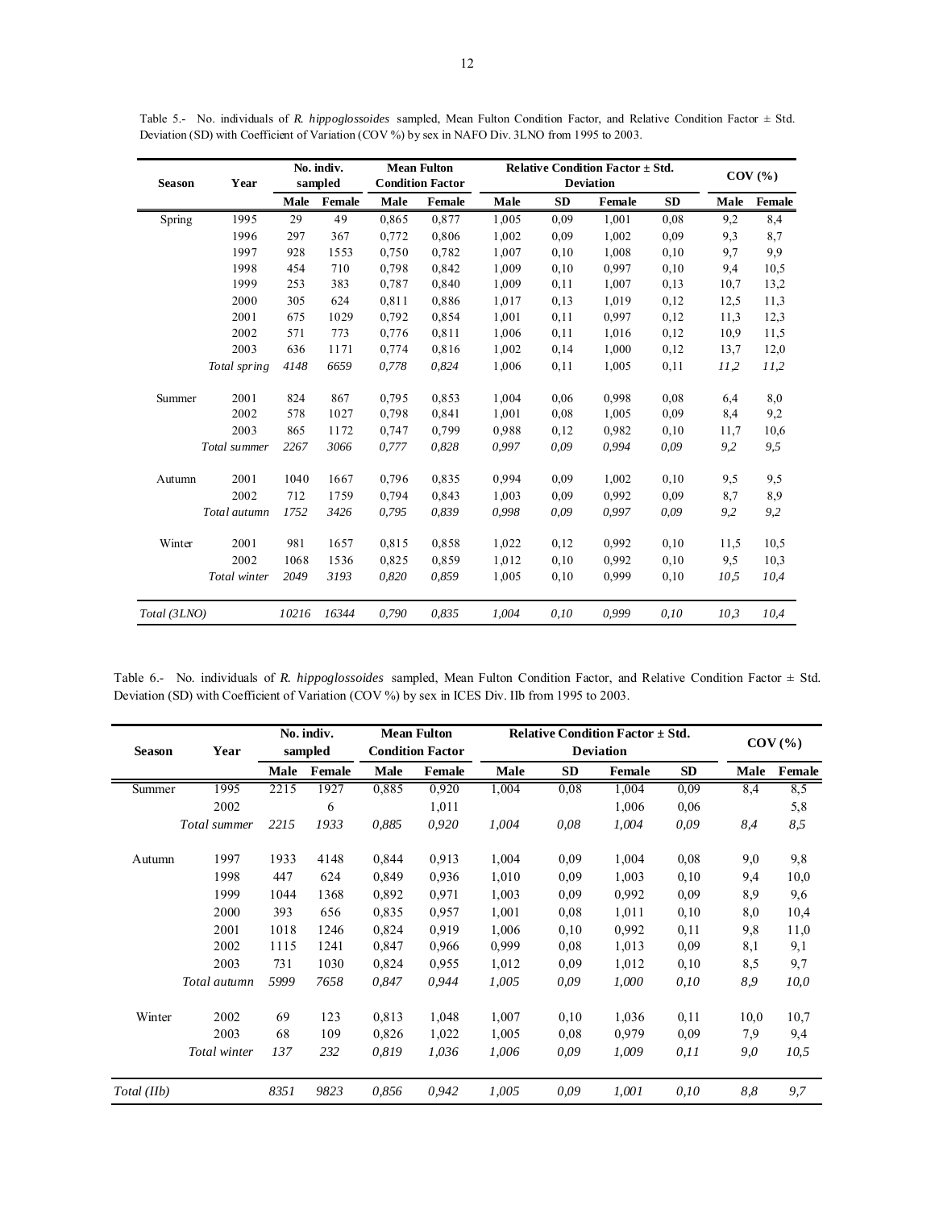Table 5.- No. individuals of *R. hippoglossoides* sampled, Mean Fulton Condition Factor, and Relative Condition Factor ± Std. Deviation (SD) with Coefficient of Variation (COV %) by sex in NAFO Div. 3LNO from 1995 to 2003.

| Season | Year | No. indiv. sampled | | Mean Fulton Condition Factor | | Relative Condition Factor ± Std. Deviation | | | | COV (%) | |
|---|---|---|---|---|---|---|---|---|---|---|---|
| | | Male | Female | Male | Female | Male | SD | Female | SD | Male | Female |
| Spring | 1995 | 29 | 49 | 0,865 | 0,877 | 1,005 | 0,09 | 1,001 | 0,08 | 9,2 | 8,4 |
| | 1996 | 297 | 367 | 0,772 | 0,806 | 1,002 | 0,09 | 1,002 | 0,09 | 9,3 | 8,7 |
| | 1997 | 928 | 1553 | 0,750 | 0,782 | 1,007 | 0,10 | 1,008 | 0,10 | 9,7 | 9,9 |
| | 1998 | 454 | 710 | 0,798 | 0,842 | 1,009 | 0,10 | 0,997 | 0,10 | 9,4 | 10,5 |
| | 1999 | 253 | 383 | 0,787 | 0,840 | 1,009 | 0,11 | 1,007 | 0,13 | 10,7 | 13,2 |
| | 2000 | 305 | 624 | 0,811 | 0,886 | 1,017 | 0,13 | 1,019 | 0,12 | 12,5 | 11,3 |
| | 2001 | 675 | 1029 | 0,792 | 0,854 | 1,001 | 0,11 | 0,997 | 0,12 | 11,3 | 12,3 |
| | 2002 | 571 | 773 | 0,776 | 0,811 | 1,006 | 0,11 | 1,016 | 0,12 | 10,9 | 11,5 |
| | 2003 | 636 | 1171 | 0,774 | 0,816 | 1,002 | 0,14 | 1,000 | 0,12 | 13,7 | 12,0 |
| | *Total spring* | *4148* | *6659* | *0,778* | *0,824* | *1,006* | *0,11* | *1,005* | *0,11* | *11,2* | *11,2* |
| Summer | 2001 | 824 | 867 | 0,795 | 0,853 | 1,004 | 0,06 | 0,998 | 0,08 | 6,4 | 8,0 |
| | 2002 | 578 | 1027 | 0,798 | 0,841 | 1,001 | 0,08 | 1,005 | 0,09 | 8,4 | 9,2 |
| | 2003 | 865 | 1172 | 0,747 | 0,799 | 0,988 | 0,12 | 0,982 | 0,10 | 11,7 | 10,6 |
| | *Total summer* | *2267* | *3066* | *0,777* | *0,828* | *0,997* | *0,09* | *0,994* | *0,09* | *9,2* | *9,5* |
| Autumn | 2001 | 1040 | 1667 | 0,796 | 0,835 | 0,994 | 0,09 | 1,002 | 0,10 | 9,5 | 9,5 |
| | 2002 | 712 | 1759 | 0,794 | 0,843 | 1,003 | 0,09 | 0,992 | 0,09 | 8,7 | 8,9 |
| | *Total autumn* | *1752* | *3426* | *0,795* | *0,839* | *0,998* | *0,09* | *0,997* | *0,09* | *9,2* | *9,2* |
| Winter | 2001 | 981 | 1657 | 0,815 | 0,858 | 1,022 | 0,12 | 0,992 | 0,10 | 11,5 | 10,5 |
| | 2002 | 1068 | 1536 | 0,825 | 0,859 | 1,012 | 0,10 | 0,992 | 0,10 | 9,5 | 10,3 |
| | *Total winter* | *2049* | *3193* | *0,820* | *0,859* | *1,005* | *0,10* | *0,999* | *0,10* | *10,5* | *10,4* |
| *Total (3LNO)* | | *10216* | *16344* | *0,790* | *0,835* | *1,004* | *0,10* | *0,999* | *0,10* | *10,3* | *10,4* |

Table 6.- No. individuals of *R. hippoglossoides* sampled, Mean Fulton Condition Factor, and Relative Condition Factor ± Std. Deviation (SD) with Coefficient of Variation (COV %) by sex in ICES Div. IIb from 1995 to 2003.

| Season | Year | No. indiv. sampled | | Mean Fulton Condition Factor | | Relative Condition Factor ± Std. Deviation | | | | COV (%) | |
|---|---|---|---|---|---|---|---|---|---|---|---|
| | | Male | Female | Male | Female | Male | SD | Female | SD | Male | Female |
| Summer | 1995 | 2215 | 1927 | 0,885 | 0,920 | 1,004 | 0,08 | 1,004 | 0,09 | 8,4 | 8,5 |
| | 2002 | | 6 | | 1,011 | | | 1,006 | 0,06 | | 5,8 |
| | *Total summer* | *2215* | *1933* | *0,885* | *0,920* | *1,004* | *0,08* | *1,004* | *0,09* | *8,4* | *8,5* |
| Autumn | 1997 | 1933 | 4148 | 0,844 | 0,913 | 1,004 | 0,09 | 1,004 | 0,08 | 9,0 | 9,8 |
| | 1998 | 447 | 624 | 0,849 | 0,936 | 1,010 | 0,09 | 1,003 | 0,10 | 9,4 | 10,0 |
| | 1999 | 1044 | 1368 | 0,892 | 0,971 | 1,003 | 0,09 | 0,992 | 0,09 | 8,9 | 9,6 |
| | 2000 | 393 | 656 | 0,835 | 0,957 | 1,001 | 0,08 | 1,011 | 0,10 | 8,0 | 10,4 |
| | 2001 | 1018 | 1246 | 0,824 | 0,919 | 1,006 | 0,10 | 0,992 | 0,11 | 9,8 | 11,0 |
| | 2002 | 1115 | 1241 | 0,847 | 0,966 | 0,999 | 0,08 | 1,013 | 0,09 | 8,1 | 9,1 |
| | 2003 | 731 | 1030 | 0,824 | 0,955 | 1,012 | 0,09 | 1,012 | 0,10 | 8,5 | 9,7 |
| | *Total autumn* | *5999* | *7658* | *0,847* | *0,944* | *1,005* | *0,09* | *1,000* | *0,10* | *8,9* | *10,0* |
| Winter | 2002 | 69 | 123 | 0,813 | 1,048 | 1,007 | 0,10 | 1,036 | 0,11 | 10,0 | 10,7 |
| | 2003 | 68 | 109 | 0,826 | 1,022 | 1,005 | 0,08 | 0,979 | 0,09 | 7,9 | 9,4 |
| | *Total winter* | *137* | *232* | *0,819* | *1,036* | *1,006* | *0,09* | *1,009* | *0,11* | *9,0* | *10,5* |
| *Total (IIb)* | | *8351* | *9823* | *0,856* | *0,942* | *1,005* | *0,09* | *1,001* | *0,10* | *8,8* | *9,7* |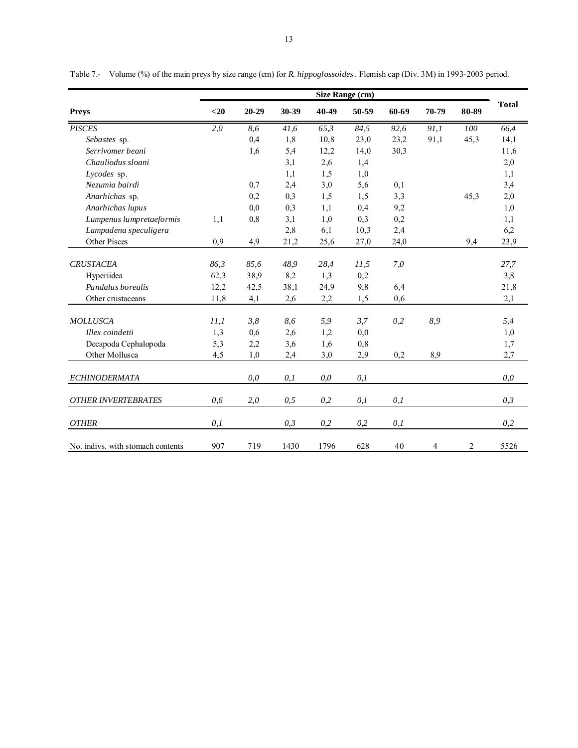Table 7.- Volume (%) of the main preys by size range (cm) for *R. hippoglossoides*. Flemish cap (Div. 3M) in 1993-2003 period.

| Preys | Size Range (cm) | | | | | | | | Total |
|---|---|---|---|---|---|---|---|---|---|
| | <20 | 20-29 | 30-39 | 40-49 | 50-59 | 60-69 | 70-79 | 80-89 | |
| *PISCES* | *2,0* | *8,6* | *41,6* | *65,3* | *84,5* | *92,6* | *91,1* | *100* | *66,4* |
| *Sebastes* sp. | | 0,4 | 1,8 | 10,8 | 23,0 | 23,2 | 91,1 | 45,3 | 14,1 |
| *Serrivomer beani* | | 1,6 | 5,4 | 12,2 | 14,0 | 30,3 | | | 11,6 |
| *Chauliodus sloani* | | | 3,1 | 2,6 | 1,4 | | | | 2,0 |
| *Lycodes* sp. | | | 1,1 | 1,5 | 1,0 | | | | 1,1 |
| *Nezumia bairdi* | | 0,7 | 2,4 | 3,0 | 5,6 | 0,1 | | | 3,4 |
| *Anarhichas* sp. | | 0,2 | 0,3 | 1,5 | 1,5 | 3,3 | | 45,3 | 2,0 |
| *Anarhichas lupus* | | 0,0 | 0,3 | 1,1 | 0,4 | 9,2 | | | 1,0 |
| *Lumpenus lumpretaeformis* | 1,1 | 0,8 | 3,1 | 1,0 | 0,3 | 0,2 | | | 1,1 |
| *Lampadena speculigera* | | | 2,8 | 6,1 | 10,3 | 2,4 | | | 6,2 |
| Other Pisces | 0,9 | 4,9 | 21,2 | 25,6 | 27,0 | 24,0 | | 9,4 | 23,9 |
| *CRUSTACEA* | *86,3* | *85,6* | *48,9* | *28,4* | *11,5* | *7,0* | | | *27,7* |
| Hyperiidea | 62,3 | 38,9 | 8,2 | 1,3 | 0,2 | | | | 3,8 |
| *Pandalus borealis* | 12,2 | 42,5 | 38,1 | 24,9 | 9,8 | 6,4 | | | 21,8 |
| Other crustaceans | 11,8 | 4,1 | 2,6 | 2,2 | 1,5 | 0,6 | | | 2,1 |
| *MOLLUSCA* | *11,1* | *3,8* | *8,6* | *5,9* | *3,7* | *0,2* | *8,9* | | *5,4* |
| *Illex coindetii* | 1,3 | 0,6 | 2,6 | 1,2 | 0,0 | | | | 1,0 |
| Decapoda Cephalopoda | 5,3 | 2,2 | 3,6 | 1,6 | 0,8 | | | | 1,7 |
| Other Mollusca | 4,5 | 1,0 | 2,4 | 3,0 | 2,9 | 0,2 | 8,9 | | 2,7 |
| *ECHINODERMATA* | | *0,0* | *0,1* | *0,0* | *0,1* | | | | *0,0* |
| *OTHER INVERTEBRATES* | *0,6* | *2,0* | *0,5* | *0,2* | *0,1* | *0,1* | | | *0,3* |
| *OTHER* | *0,1* | | *0,3* | *0,2* | *0,2* | *0,1* | | | *0,2* |
| No. indivs. with stomach contents | 907 | 719 | 1430 | 1796 | 628 | 40 | 4 | 2 | 5526 |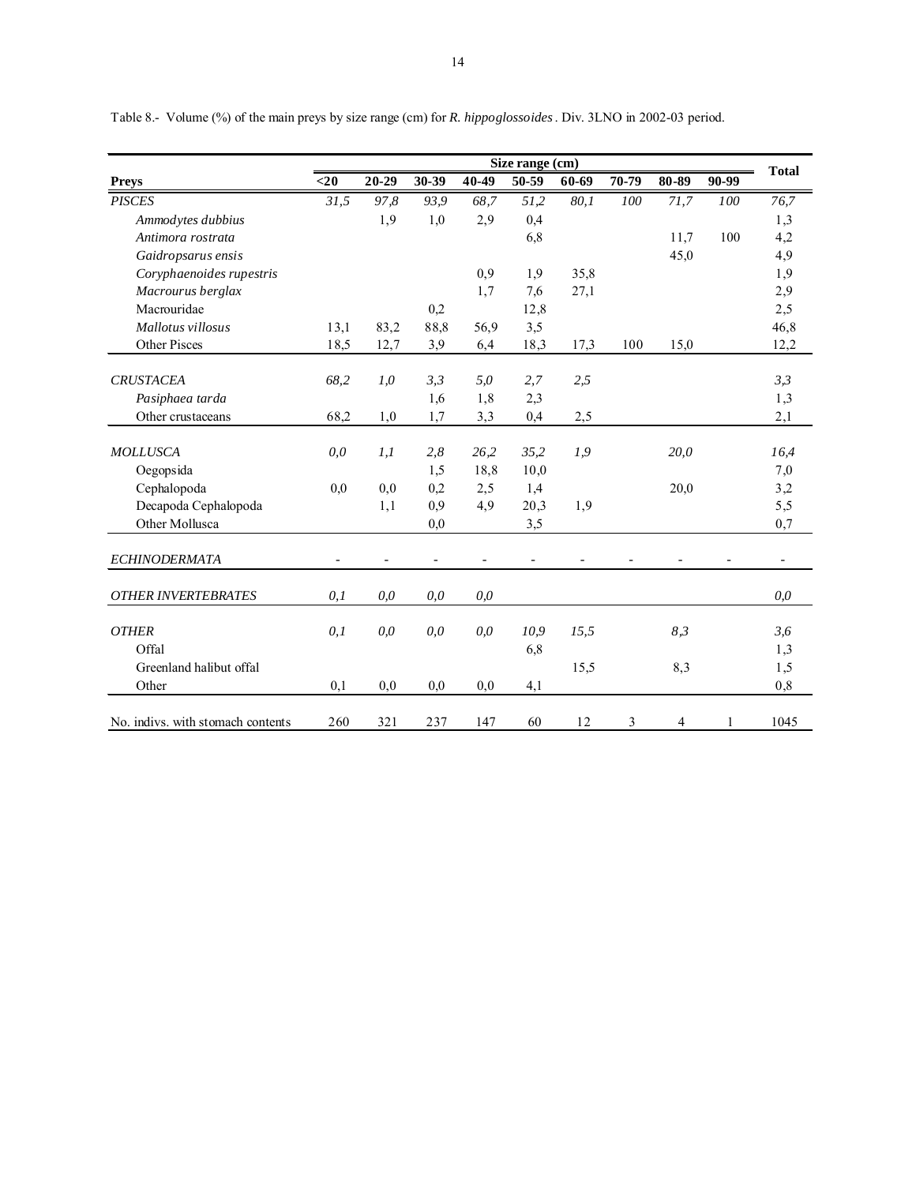Table 8.- Volume (%) of the main preys by size range (cm) for *R. hippoglossoides*. Div. 3LNO in 2002-03 period.

| Preys | Size range (cm) | | | | | | | | | Total |
|---|---|---|---|---|---|---|---|---|---|---|
| | <20 | 20-29 | 30-39 | 40-49 | 50-59 | 60-69 | 70-79 | 80-89 | 90-99 | |
| *PISCES* | *31,5* | *97,8* | *93,9* | *68,7* | *51,2* | *80,1* | *100* | *71,7* | *100* | *76,7* |
| *Ammodytes dubbius* | | 1,9 | 1,0 | 2,9 | 0,4 | | | | | 1,3 |
| *Antimora rostrata* | | | | | 6,8 | | | 11,7 | 100 | 4,2 |
| *Gaidropsarus ensis* | | | | | | | | 45,0 | | 4,9 |
| *Coryphaenoides rupestris* | | | | 0,9 | 1,9 | 35,8 | | | | 1,9 |
| *Macrourus berglax* | | | | 1,7 | 7,6 | 27,1 | | | | 2,9 |
| Macrouridae | | | 0,2 | | 12,8 | | | | | 2,5 |
| *Mallotus villosus* | 13,1 | 83,2 | 88,8 | 56,9 | 3,5 | | | | | 46,8 |
| Other Pisces | 18,5 | 12,7 | 3,9 | 6,4 | 18,3 | 17,3 | 100 | 15,0 | | 12,2 |
| *CRUSTACEA* | *68,2* | *1,0* | *3,3* | *5,0* | *2,7* | *2,5* | | | | *3,3* |
| *Pasiphaea tarda* | | | 1,6 | 1,8 | 2,3 | | | | | 1,3 |
| Other crustaceans | 68,2 | 1,0 | 1,7 | 3,3 | 0,4 | 2,5 | | | | 2,1 |
| *MOLLUSCA* | *0,0* | *1,1* | *2,8* | *26,2* | *35,2* | *1,9* | | *20,0* | | *16,4* |
| Oegopsida | | | 1,5 | 18,8 | 10,0 | | | | | 7,0 |
| Cephalopoda | 0,0 | 0,0 | 0,2 | 2,5 | 1,4 | | | 20,0 | | 3,2 |
| Decapoda Cephalopoda | | 1,1 | 0,9 | 4,9 | 20,3 | 1,9 | | | | 5,5 |
| Other Mollusca | | | 0,0 | | 3,5 | | | | | 0,7 |
| *ECHINODERMATA* | - | - | - | - | - | - | - | - | - | - |
| *OTHER INVERTEBRATES* | *0,1* | *0,0* | *0,0* | *0,0* | | | | | | *0,0* |
| *OTHER* | *0,1* | *0,0* | *0,0* | *0,0* | *10,9* | *15,5* | | *8,3* | | *3,6* |
| Offal | | | | | 6,8 | | | | | 1,3 |
| Greenland halibut offal | | | | | | 15,5 | | 8,3 | | 1,5 |
| Other | 0,1 | 0,0 | 0,0 | 0,0 | 4,1 | | | | | 0,8 |
| No. indivs. with stomach contents | 260 | 321 | 237 | 147 | 60 | 12 | 3 | 4 | 1 | 1045 |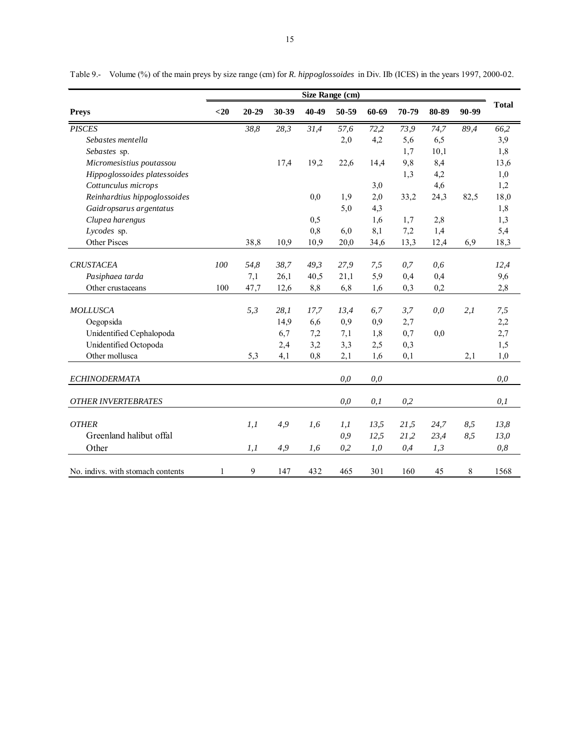Table 9.- Volume (%) of the main preys by size range (cm) for *R. hippoglossoides* in Div. IIb (ICES) in the years 1997, 2000-02.

| Preys | Size Range (cm) | | | | | | | | | Total |
|---|---|---|---|---|---|---|---|---|---|---|
| | <20 | 20-29 | 30-39 | 40-49 | 50-59 | 60-69 | 70-79 | 80-89 | 90-99 | |
| *PISCES* | | *38,8* | *28,3* | *31,4* | *57,6* | *72,2* | *73,9* | *74,7* | *89,4* | *66,2* |
| *Sebastes mentella* | | | | | 2,0 | 4,2 | 5,6 | 6,5 | | 3,9 |
| *Sebastes* sp. | | | | | | | 1,7 | 10,1 | | 1,8 |
| *Micromesistius poutassou* | | | 17,4 | 19,2 | 22,6 | 14,4 | 9,8 | 8,4 | | 13,6 |
| *Hippoglossoides platessoides* | | | | | | | 1,3 | 4,2 | | 1,0 |
| *Cottunculus microps* | | | | | | 3,0 | | 4,6 | | 1,2 |
| *Reinhardtius hippoglossoides* | | | | 0,0 | 1,9 | 2,0 | 33,2 | 24,3 | 82,5 | 18,0 |
| *Gaidropsarus argentatus* | | | | | 5,0 | 4,3 | | | | 1,8 |
| *Clupea harengus* | | | | 0,5 | | 1,6 | 1,7 | 2,8 | | 1,3 |
| *Lycodes* sp. | | | | 0,8 | 6,0 | 8,1 | 7,2 | 1,4 | | 5,4 |
| Other Pisces | | 38,8 | 10,9 | 10,9 | 20,0 | 34,6 | 13,3 | 12,4 | 6,9 | 18,3 |
| *CRUSTACEA* | *100* | *54,8* | *38,7* | *49,3* | *27,9* | *7,5* | *0,7* | *0,6* | | *12,4* |
| *Pasiphaea tarda* | | 7,1 | 26,1 | 40,5 | 21,1 | 5,9 | 0,4 | 0,4 | | 9,6 |
| Other crustaceans | 100 | 47,7 | 12,6 | 8,8 | 6,8 | 1,6 | 0,3 | 0,2 | | 2,8 |
| *MOLLUSCA* | | *5,3* | *28,1* | *17,7* | *13,4* | *6,7* | *3,7* | *0,0* | *2,1* | *7,5* |
| Oegopsida | | | 14,9 | 6,6 | 0,9 | 0,9 | 2,7 | | | 2,2 |
| Unidentified Cephalopoda | | | 6,7 | 7,2 | 7,1 | 1,8 | 0,7 | 0,0 | | 2,7 |
| Unidentified Octopoda | | | 2,4 | 3,2 | 3,3 | 2,5 | 0,3 | | | 1,5 |
| Other mollusca | | 5,3 | 4,1 | 0,8 | 2,1 | 1,6 | 0,1 | | 2,1 | 1,0 |
| *ECHINODERMATA* | | | | | *0,0* | *0,0* | | | | *0,0* |
| *OTHER INVERTEBRATES* | | | | | *0,0* | *0,1* | *0,2* | | | *0,1* |
| *OTHER* | | *1,1* | *4,9* | *1,6* | *1,1* | *13,5* | *21,5* | *24,7* | *8,5* | *13,8* |
| Greenland halibut offal | | | | | *0,9* | *12,5* | *21,2* | *23,4* | *8,5* | *13,0* |
| Other | | *1,1* | *4,9* | *1,6* | *0,2* | *1,0* | *0,4* | *1,3* | | *0,8* |
| No. indivs. with stomach contents | 1 | 9 | 147 | 432 | 465 | 301 | 160 | 45 | 8 | 1568 |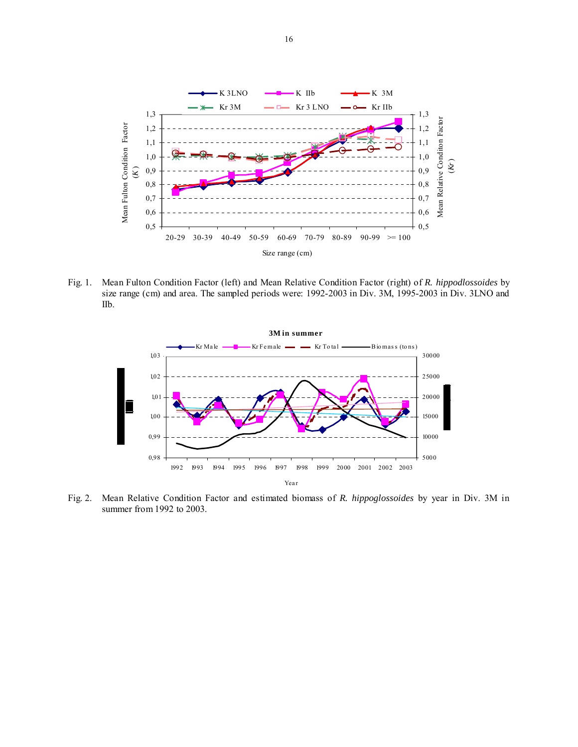Fig. 1. Mean Fulton Condition Factor (left) and Mean Relative Condition Factor (right) of *R. hippodlossoides* by size range (cm) and area. The sampled periods were: 1992-2003 in Div. 3M, 1995-2003 in Div. 3LNO and IIb.

Fig. 2. Mean Relative Condition Factor and estimated biomass of *R. hippoglossoides* by year in Div. 3M in summer from 1992 to 2003.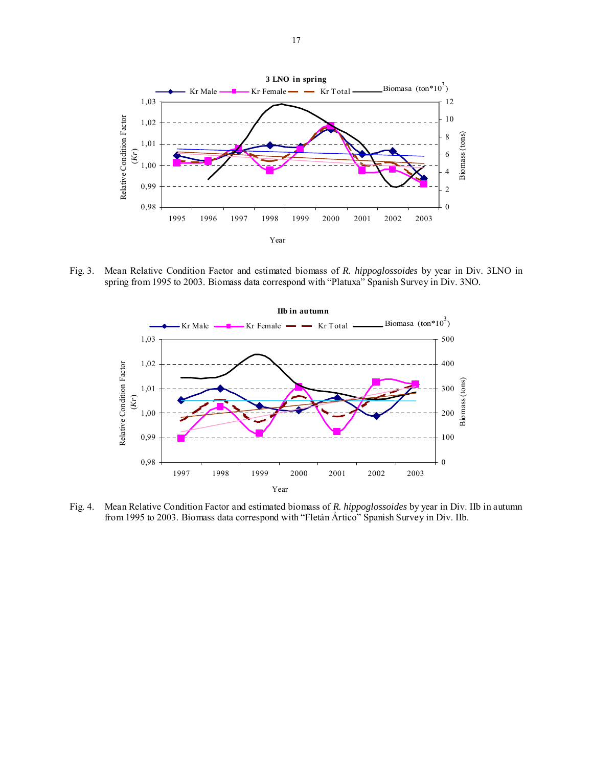Fig. 3. Mean Relative Condition Factor and estimated biomass of *R. hippoglossoides* by year in Div. 3LNO in spring from 1995 to 2003. Biomass data correspond with "Platuxa" Spanish Survey in Div. 3NO.

Fig. 4. Mean Relative Condition Factor and estimated biomass of *R. hippoglossoides* by year in Div. IIb in autumn from 1995 to 2003. Biomass data correspond with "Fletán Ártico" Spanish Survey in Div. IIb.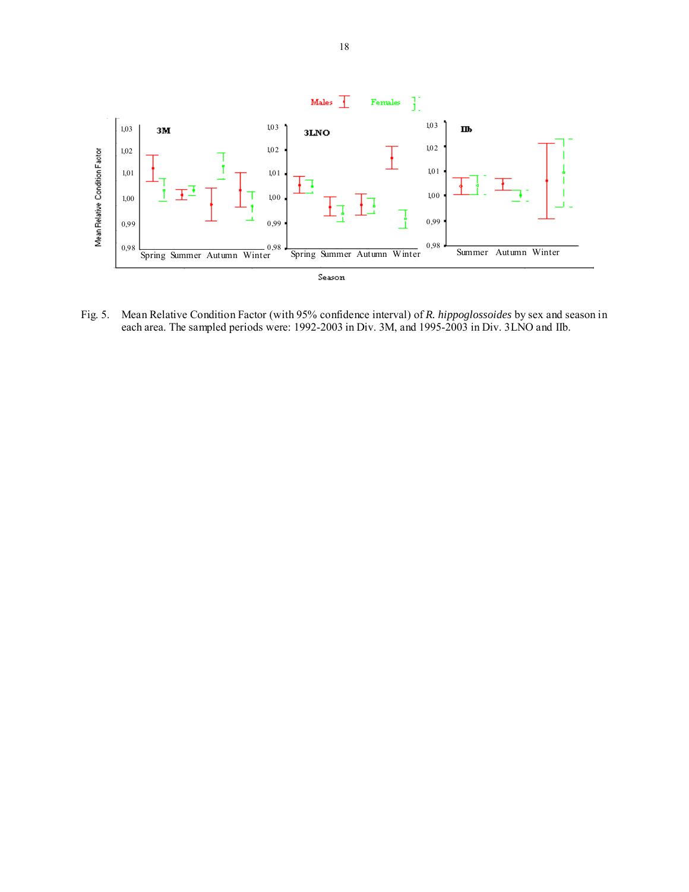Fig. 5. Mean Relative Condition Factor (with 95% confidence interval) of *R. hippoglossoides* by sex and season in each area. The sampled periods were: 1992-2003 in Div. 3M, and 1995-2003 in Div. 3LNO and IIb.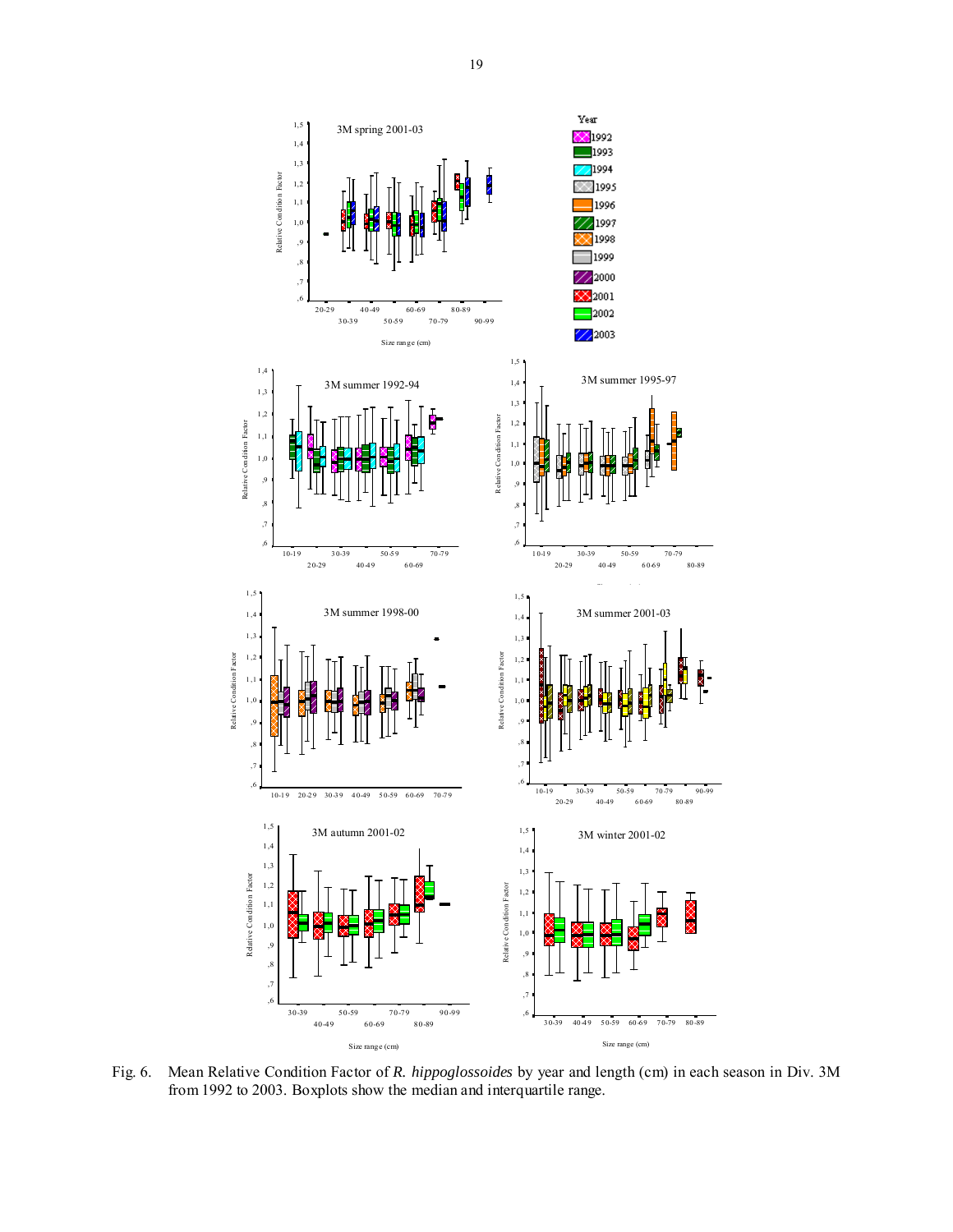Fig. 6. Mean Relative Condition Factor of *R. hippoglossoides* by year and length (cm) in each season in Div. 3M from 1992 to 2003. Boxplots show the median and interquartile range.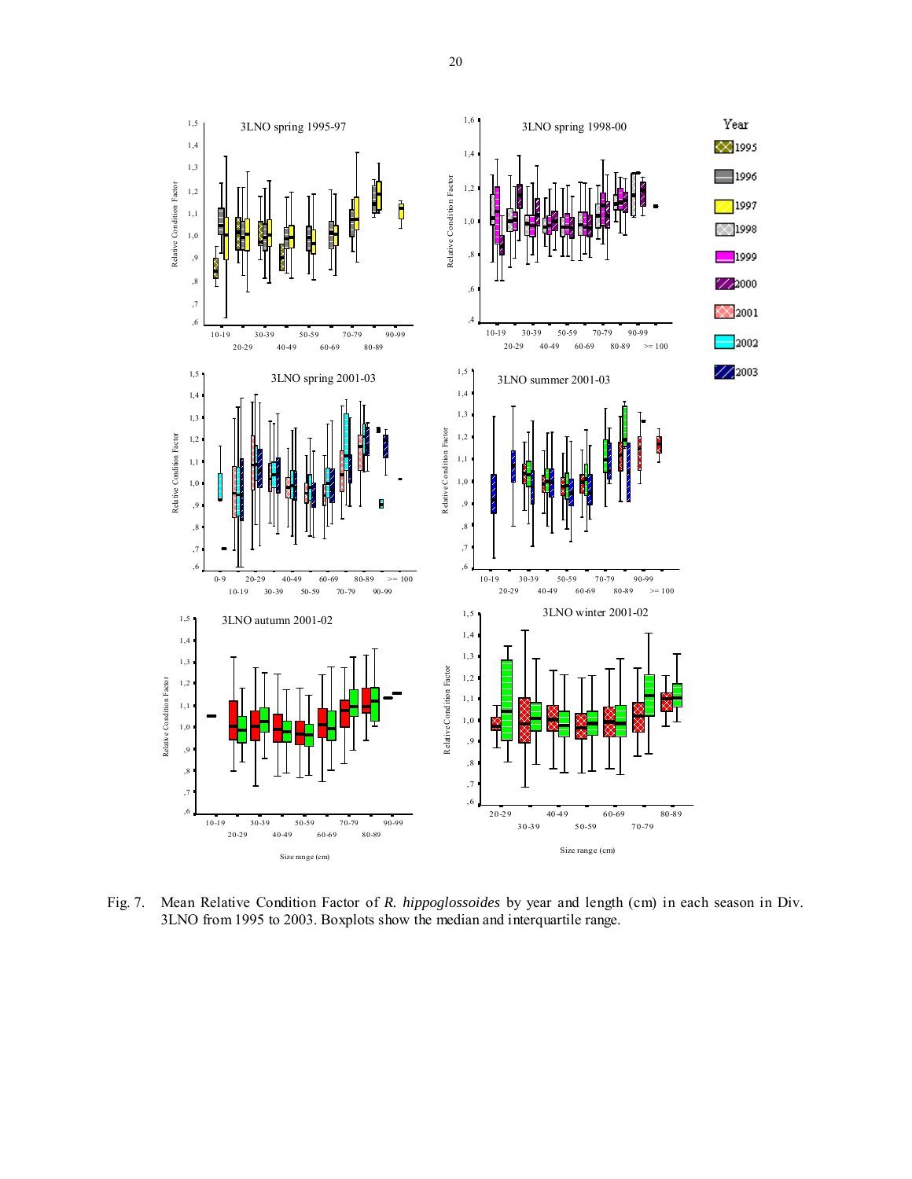Fig. 7. Mean Relative Condition Factor of *R. hippoglossoides* by year and length (cm) in each season in Div. 3LNO from 1995 to 2003. Boxplots show the median and interquartile range.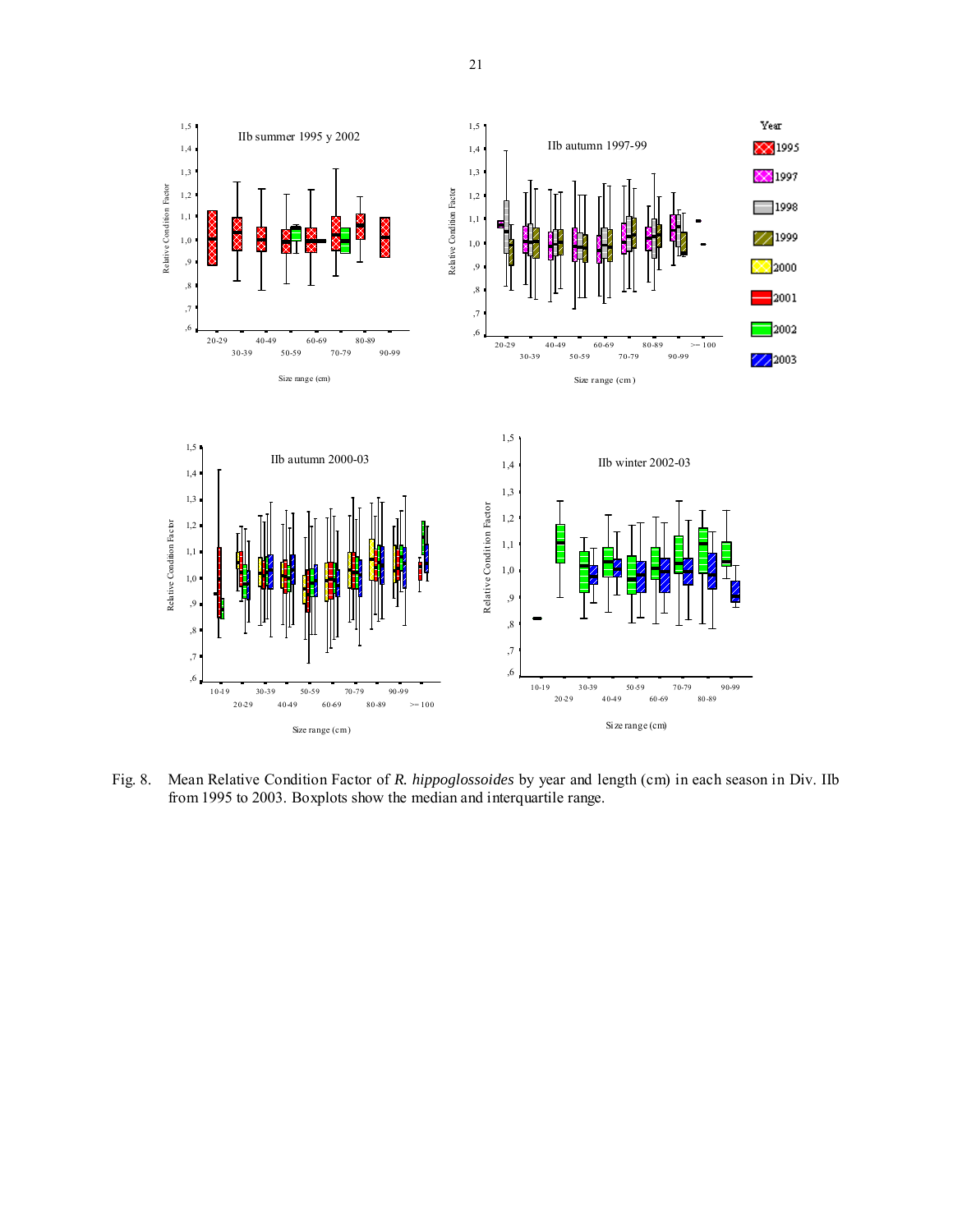Fig. 8. Mean Relative Condition Factor of *R. hippoglossoides* by year and length (cm) in each season in Div. IIb from 1995 to 2003. Boxplots show the median and interquartile range.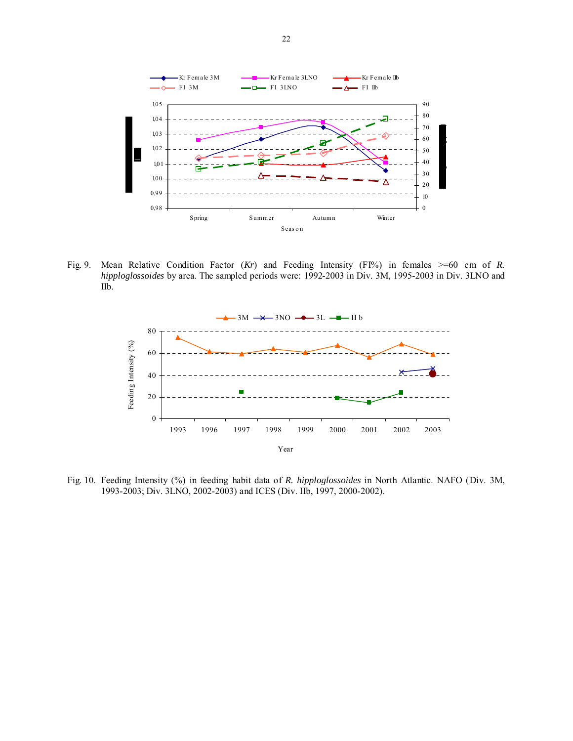Fig. 9. Mean Relative Condition Factor (*Kr*) and Feeding Intensity (FI%) in females >=60 cm of *R. hipploglossoides* by area. The sampled periods were: 1992-2003 in Div. 3M, 1995-2003 in Div. 3LNO and IIb.

Fig. 10. Feeding Intensity (%) in feeding habit data of *R. hipploglossoides* in North Atlantic. NAFO (Div. 3M, 1993-2003; Div. 3LNO, 2002-2003) and ICES (Div. IIb, 1997, 2000-2002).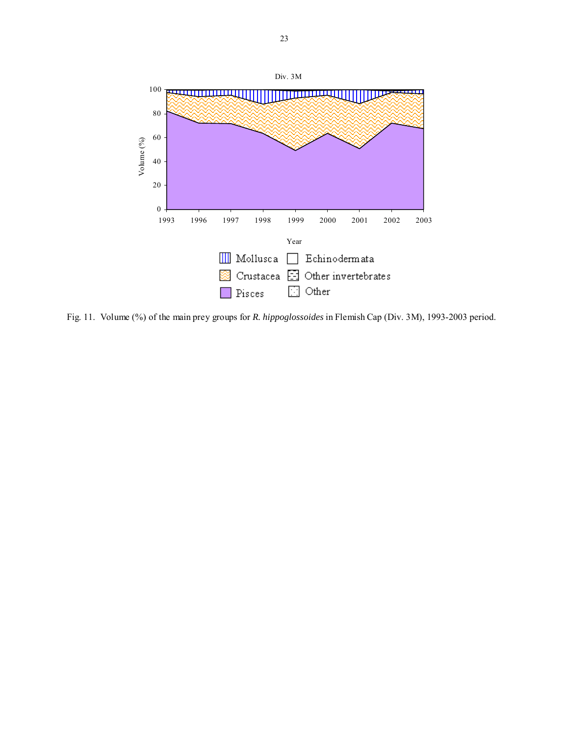Fig. 11. Volume (%) of the main prey groups for *R. hippoglossoides* in Flemish Cap (Div. 3M), 1993-2003 period.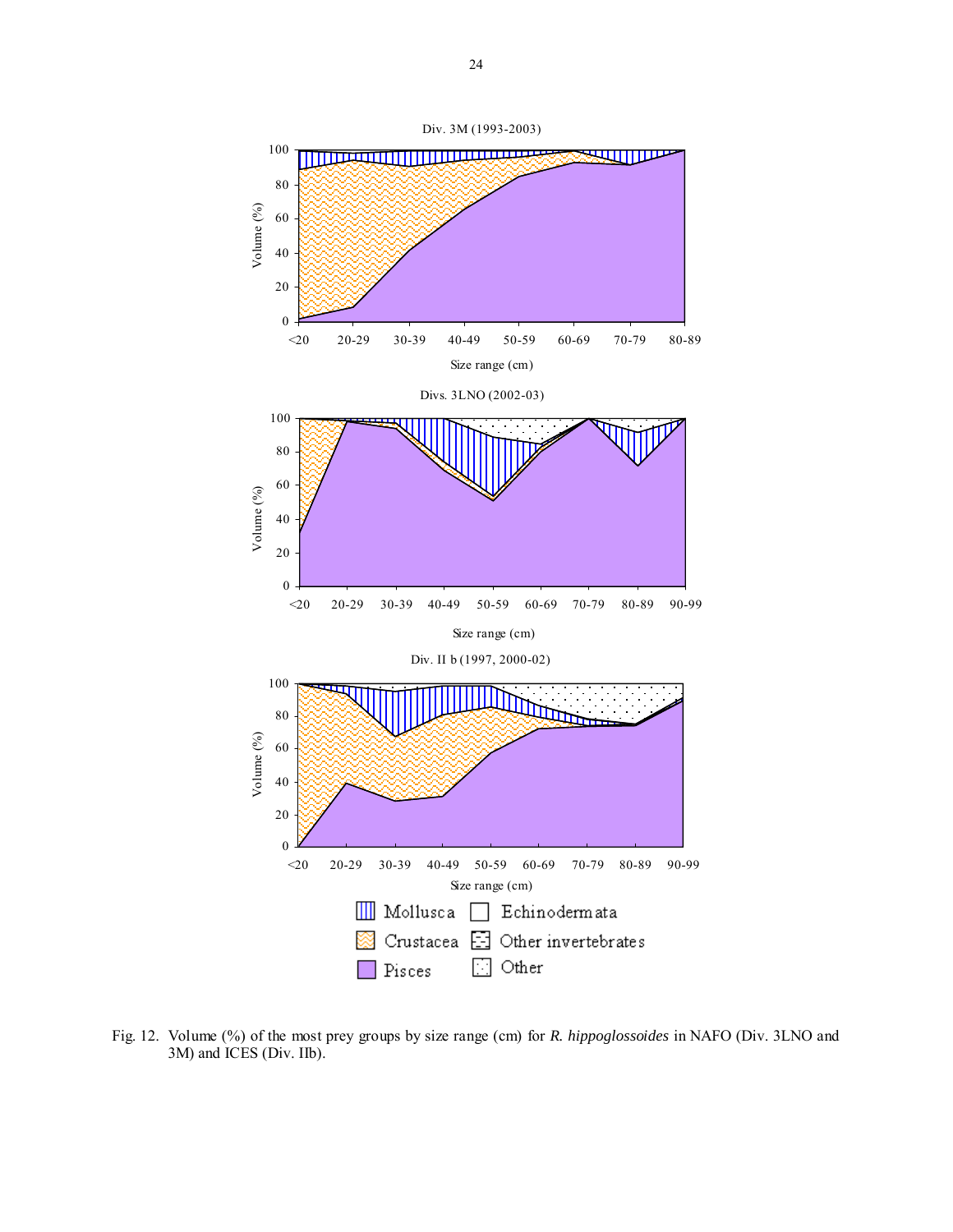Fig. 12. Volume (%) of the most prey groups by size range (cm) for *R. hippoglossoides* in NAFO (Div. 3LNO and 3M) and ICES (Div. IIb).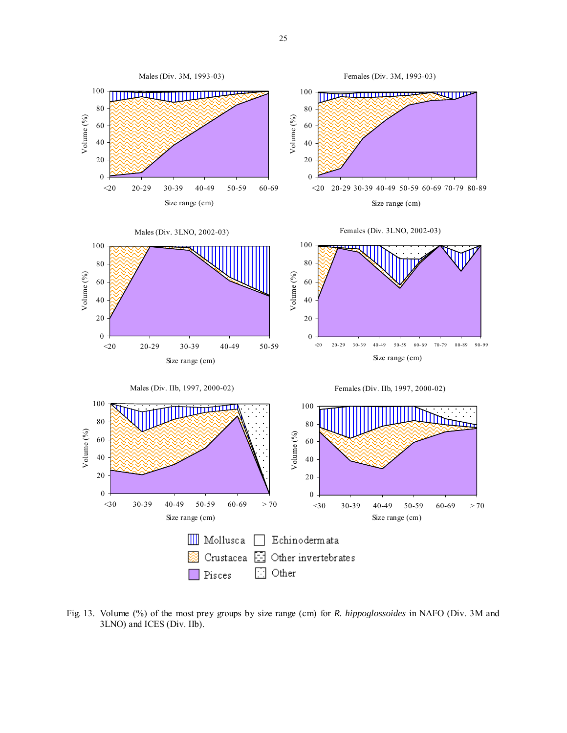Males (Div. 3M, 1993-03)

Volume (%)

0
20
40
60
80
100

<20
20-29
30-39
40-49
50-59
60-69

Size range (cm)

Females (Div. 3M, 1993-03)

Volume (%)

0
20
40
60
80
100

<20
20-29
30-39
40-49
50-59
60-69
70-79
80-89

Size range (cm)

Males (Div. 3LNO, 2002-03)

Volume (%)

0
20
40
60
80
100

<20
20-29
30-39
40-49
50-59

Size range (cm)

Females (Div. 3LNO, 2002-03)

Volume (%)

0
20
40
60
80
100

<20
20-29
30-39
40-49
50-59
60-69
70-79
80-89
90-99

Size range (cm)

Males (Div. IIb, 1997, 2000-02)

Volume (%)

0
20
40
60
80
100

<30
30-39
40-49
50-59
60-69
> 70

Size range (cm)

Females (Div. IIb, 1997, 2000-02)

Volume (%)

0
20
40
60
80
100

<30
30-39
40-49
50-59
60-69
> 70

Size range (cm)

Mollusca
Crustacea
Pisces
Echinodermata
Other invertebrates
Other

Fig. 13. Volume (%) of the most prey groups by size range (cm) for *R. hippoglossoides* in NAFO (Div. 3M and 3LNO) and ICES (Div. IIb).